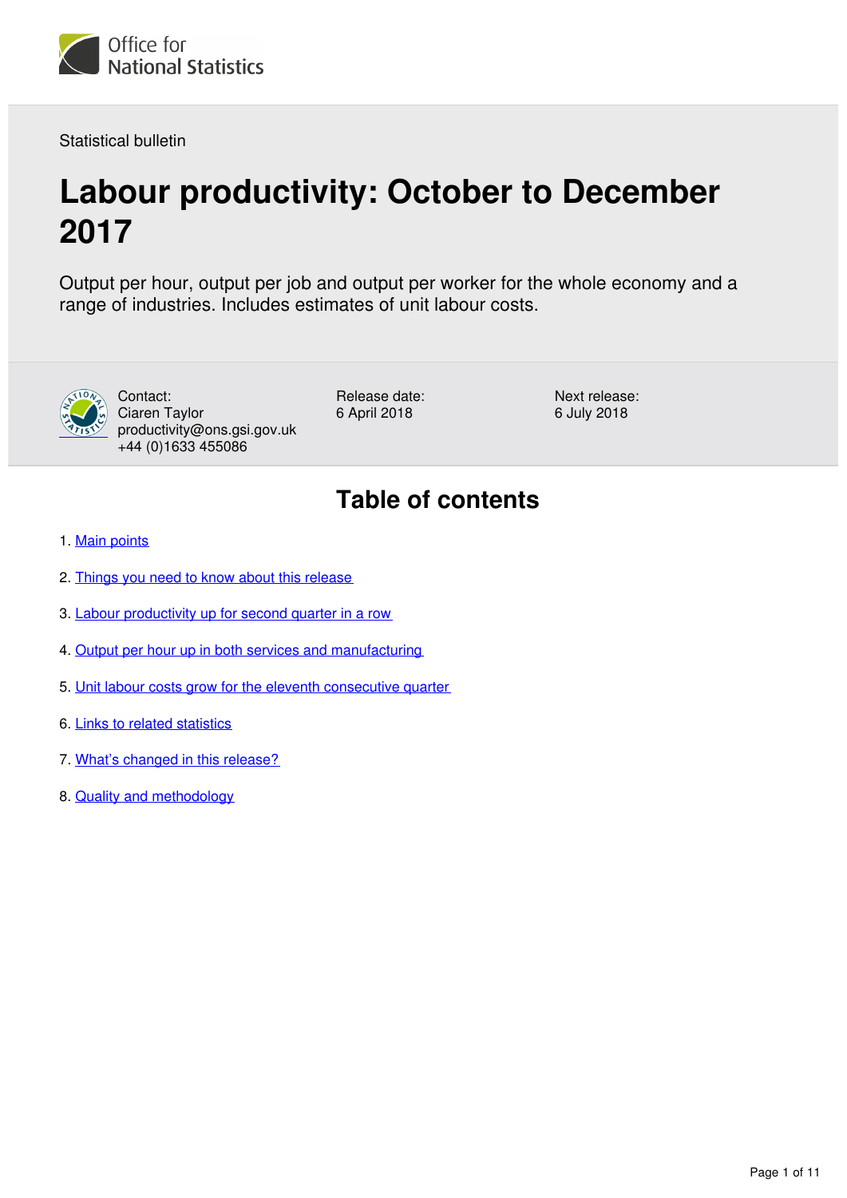Office for National Statistics

Statistical bulletin

# Labour productivity: October to December 2017

Output per hour, output per job and output per worker for the whole economy and a range of industries. Includes estimates of unit labour costs.

Contact:
Ciaren Taylor
productivity@ons.gsi.gov.uk
+44 (0)1633 455086

Release date:
6 April 2018

Next release:
6 July 2018

## Table of contents

1. Main points
2. Things you need to know about this release
3. Labour productivity up for second quarter in a row
4. Output per hour up in both services and manufacturing
5. Unit labour costs grow for the eleventh consecutive quarter
6. Links to related statistics
7. What's changed in this release?
8. Quality and methodology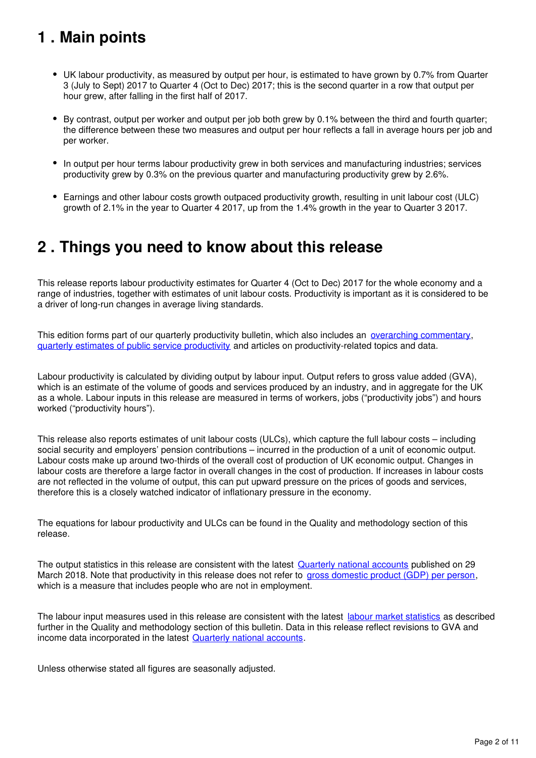## 1 . Main points

- UK labour productivity, as measured by output per hour, is estimated to have grown by 0.7% from Quarter 3 (July to Sept) 2017 to Quarter 4 (Oct to Dec) 2017; this is the second quarter in a row that output per hour grew, after falling in the first half of 2017.
- By contrast, output per worker and output per job both grew by 0.1% between the third and fourth quarter; the difference between these two measures and output per hour reflects a fall in average hours per job and per worker.
- In output per hour terms labour productivity grew in both services and manufacturing industries; services productivity grew by 0.3% on the previous quarter and manufacturing productivity grew by 2.6%.
- Earnings and other labour costs growth outpaced productivity growth, resulting in unit labour cost (ULC) growth of 2.1% in the year to Quarter 4 2017, up from the 1.4% growth in the year to Quarter 3 2017.

## 2 . Things you need to know about this release

This release reports labour productivity estimates for Quarter 4 (Oct to Dec) 2017 for the whole economy and a range of industries, together with estimates of unit labour costs. Productivity is important as it is considered to be a driver of long-run changes in average living standards.

This edition forms part of our quarterly productivity bulletin, which also includes an overarching commentary, quarterly estimates of public service productivity and articles on productivity-related topics and data.

Labour productivity is calculated by dividing output by labour input. Output refers to gross value added (GVA), which is an estimate of the volume of goods and services produced by an industry, and in aggregate for the UK as a whole. Labour inputs in this release are measured in terms of workers, jobs ("productivity jobs") and hours worked ("productivity hours").

This release also reports estimates of unit labour costs (ULCs), which capture the full labour costs – including social security and employers' pension contributions – incurred in the production of a unit of economic output. Labour costs make up around two-thirds of the overall cost of production of UK economic output. Changes in labour costs are therefore a large factor in overall changes in the cost of production. If increases in labour costs are not reflected in the volume of output, this can put upward pressure on the prices of goods and services, therefore this is a closely watched indicator of inflationary pressure in the economy.

The equations for labour productivity and ULCs can be found in the Quality and methodology section of this release.

The output statistics in this release are consistent with the latest Quarterly national accounts published on 29 March 2018. Note that productivity in this release does not refer to gross domestic product (GDP) per person, which is a measure that includes people who are not in employment.

The labour input measures used in this release are consistent with the latest labour market statistics as described further in the Quality and methodology section of this bulletin. Data in this release reflect revisions to GVA and income data incorporated in the latest Quarterly national accounts.

Unless otherwise stated all figures are seasonally adjusted.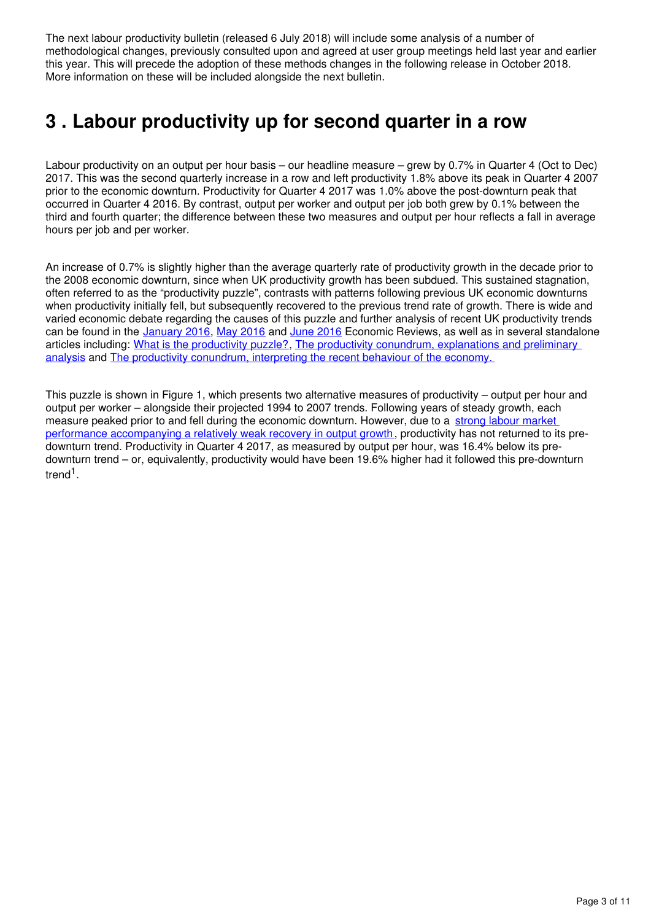The next labour productivity bulletin (released 6 July 2018) will include some analysis of a number of methodological changes, previously consulted upon and agreed at user group meetings held last year and earlier this year. This will precede the adoption of these methods changes in the following release in October 2018. More information on these will be included alongside the next bulletin.

## 3 . Labour productivity up for second quarter in a row

Labour productivity on an output per hour basis – our headline measure – grew by 0.7% in Quarter 4 (Oct to Dec) 2017. This was the second quarterly increase in a row and left productivity 1.8% above its peak in Quarter 4 2007 prior to the economic downturn. Productivity for Quarter 4 2017 was 1.0% above the post-downturn peak that occurred in Quarter 4 2016. By contrast, output per worker and output per job both grew by 0.1% between the third and fourth quarter; the difference between these two measures and output per hour reflects a fall in average hours per job and per worker.

An increase of 0.7% is slightly higher than the average quarterly rate of productivity growth in the decade prior to the 2008 economic downturn, since when UK productivity growth has been subdued. This sustained stagnation, often referred to as the "productivity puzzle", contrasts with patterns following previous UK economic downturns when productivity initially fell, but subsequently recovered to the previous trend rate of growth. There is wide and varied economic debate regarding the causes of this puzzle and further analysis of recent UK productivity trends can be found in the January 2016, May 2016 and June 2016 Economic Reviews, as well as in several standalone articles including: What is the productivity puzzle?, The productivity conundrum, explanations and preliminary analysis and The productivity conundrum, interpreting the recent behaviour of the economy.

This puzzle is shown in Figure 1, which presents two alternative measures of productivity – output per hour and output per worker – alongside their projected 1994 to 2007 trends. Following years of steady growth, each measure peaked prior to and fell during the economic downturn. However, due to a strong labour market performance accompanying a relatively weak recovery in output growth, productivity has not returned to its pre-downturn trend. Productivity in Quarter 4 2017, as measured by output per hour, was 16.4% below its pre-downturn trend – or, equivalently, productivity would have been 19.6% higher had it followed this pre-downturn trend[1].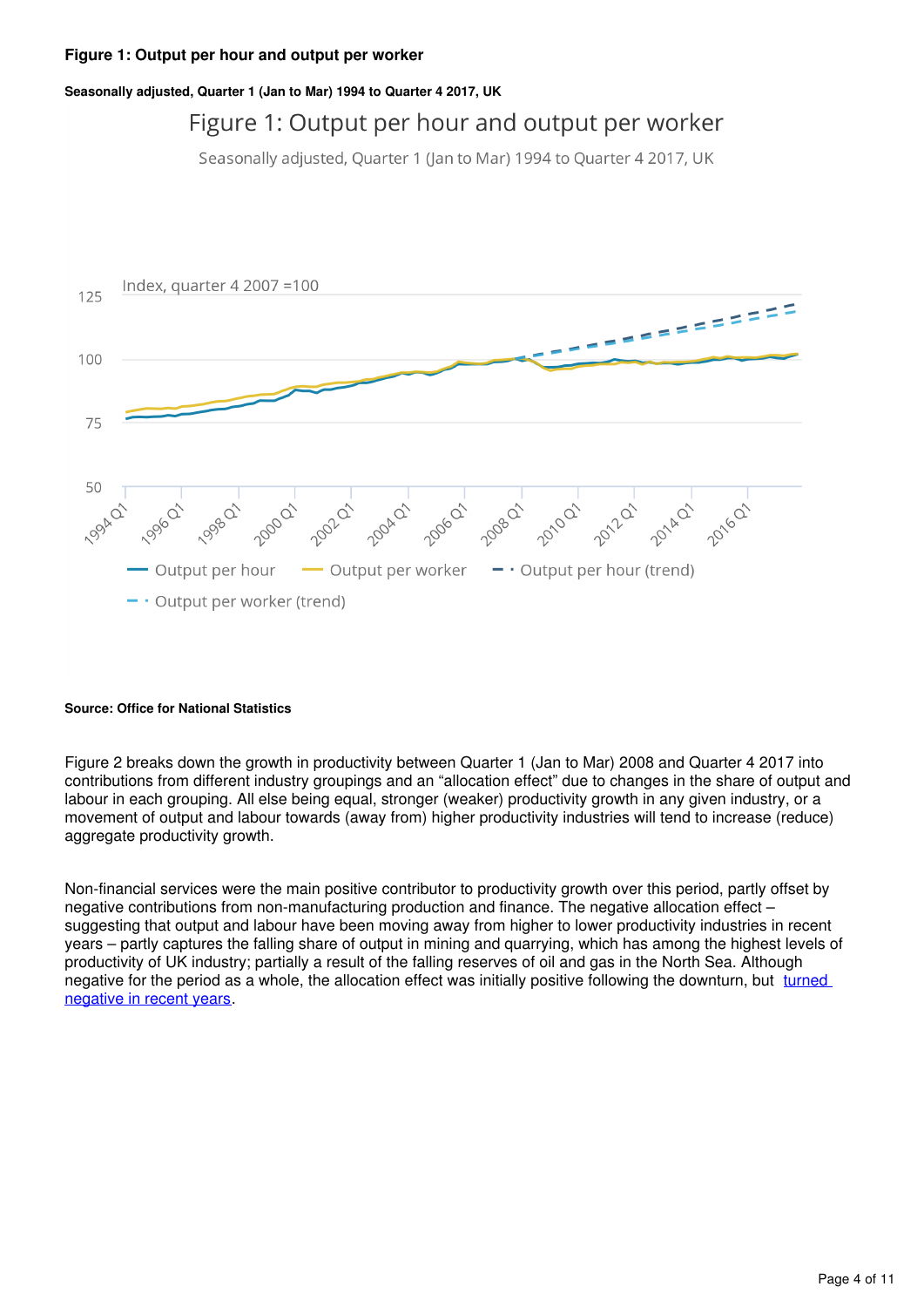### Figure 1: Output per hour and output per worker

#### Seasonally adjusted, Quarter 1 (Jan to Mar) 1994 to Quarter 4 2017, UK

Source: Office for National Statistics

Figure 2 breaks down the growth in productivity between Quarter 1 (Jan to Mar) 2008 and Quarter 4 2017 into contributions from different industry groupings and an "allocation effect" due to changes in the share of output and labour in each grouping. All else being equal, stronger (weaker) productivity growth in any given industry, or a movement of output and labour towards (away from) higher productivity industries will tend to increase (reduce) aggregate productivity growth.

Non-financial services were the main positive contributor to productivity growth over this period, partly offset by negative contributions from non-manufacturing production and finance. The negative allocation effect – suggesting that output and labour have been moving away from higher to lower productivity industries in recent years – partly captures the falling share of output in mining and quarrying, which has among the highest levels of productivity of UK industry; partially a result of the falling reserves of oil and gas in the North Sea. Although negative for the period as a whole, the allocation effect was initially positive following the downturn, but turned negative in recent years.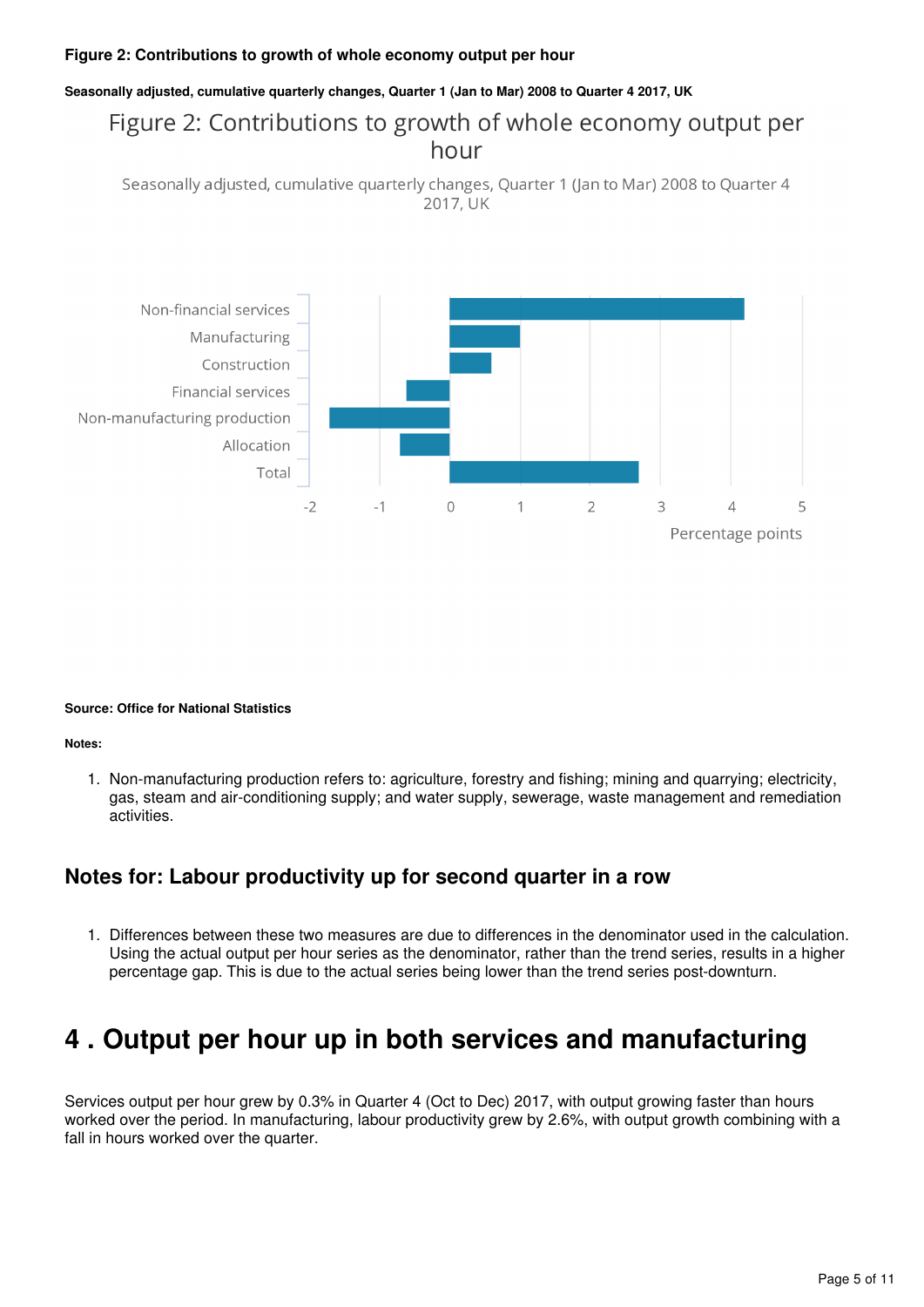**Figure 2: Contributions to growth of whole economy output per hour**

**Seasonally adjusted, cumulative quarterly changes, Quarter 1 (Jan to Mar) 2008 to Quarter 4 2017, UK**

Figure 2: Contributions to growth of whole economy output per hour

Seasonally adjusted, cumulative quarterly changes, Quarter 1 (Jan to Mar) 2008 to Quarter 4 2017, UK

Non-financial services
Manufacturing
Construction
Financial services
Non-manufacturing production
Allocation
Total

-2 -1 0 1 2 3 4 5

Percentage points

**Source: Office for National Statistics**

**Notes:**

1. Non-manufacturing production refers to: agriculture, forestry and fishing; mining and quarrying; electricity, gas, steam and air-conditioning supply; and water supply, sewerage, waste management and remediation activities.

### Notes for: Labour productivity up for second quarter in a row

1. Differences between these two measures are due to differences in the denominator used in the calculation. Using the actual output per hour series as the denominator, rather than the trend series, results in a higher percentage gap. This is due to the actual series being lower than the trend series post-downturn.

# 4 . Output per hour up in both services and manufacturing

Services output per hour grew by 0.3% in Quarter 4 (Oct to Dec) 2017, with output growing faster than hours worked over the period. In manufacturing, labour productivity grew by 2.6%, with output growth combining with a fall in hours worked over the quarter.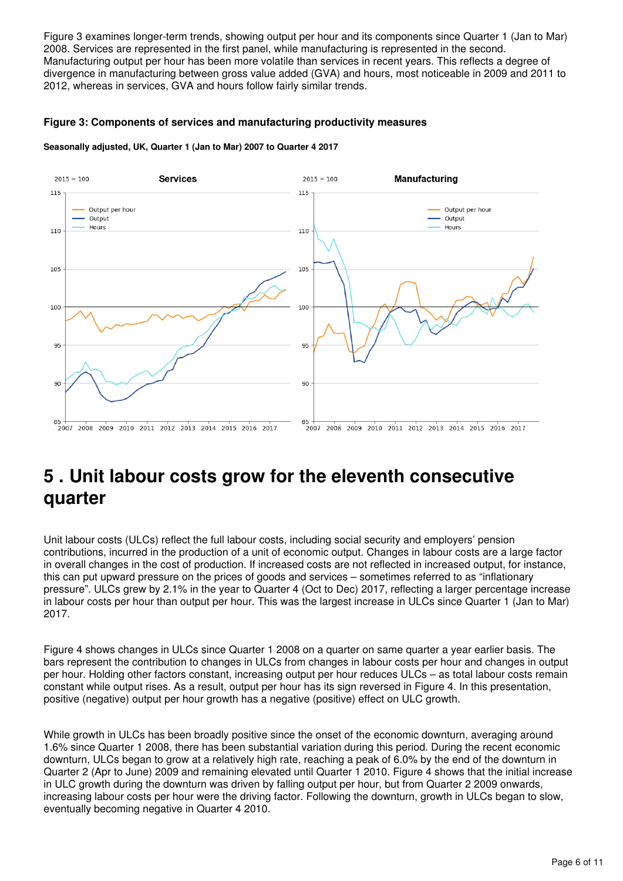Figure 3 examines longer-term trends, showing output per hour and its components since Quarter 1 (Jan to Mar) 2008. Services are represented in the first panel, while manufacturing is represented in the second. Manufacturing output per hour has been more volatile than services in recent years. This reflects a degree of divergence in manufacturing between gross value added (GVA) and hours, most noticeable in 2009 and 2011 to 2012, whereas in services, GVA and hours follow fairly similar trends.

**Figure 3: Components of services and manufacturing productivity measures**

**Seasonally adjusted, UK, Quarter 1 (Jan to Mar) 2007 to Quarter 4 2017**

# 5 . Unit labour costs grow for the eleventh consecutive quarter

Unit labour costs (ULCs) reflect the full labour costs, including social security and employers' pension contributions, incurred in the production of a unit of economic output. Changes in labour costs are a large factor in overall changes in the cost of production. If increased costs are not reflected in increased output, for instance, this can put upward pressure on the prices of goods and services – sometimes referred to as "inflationary pressure". ULCs grew by 2.1% in the year to Quarter 4 (Oct to Dec) 2017, reflecting a larger percentage increase in labour costs per hour than output per hour. This was the largest increase in ULCs since Quarter 1 (Jan to Mar) 2017.

Figure 4 shows changes in ULCs since Quarter 1 2008 on a quarter on same quarter a year earlier basis. The bars represent the contribution to changes in ULCs from changes in labour costs per hour and changes in output per hour. Holding other factors constant, increasing output per hour reduces ULCs – as total labour costs remain constant while output rises. As a result, output per hour has its sign reversed in Figure 4. In this presentation, positive (negative) output per hour growth has a negative (positive) effect on ULC growth.

While growth in ULCs has been broadly positive since the onset of the economic downturn, averaging around 1.6% since Quarter 1 2008, there has been substantial variation during this period. During the recent economic downturn, ULCs began to grow at a relatively high rate, reaching a peak of 6.0% by the end of the downturn in Quarter 2 (Apr to June) 2009 and remaining elevated until Quarter 1 2010. Figure 4 shows that the initial increase in ULC growth during the downturn was driven by falling output per hour, but from Quarter 2 2009 onwards, increasing labour costs per hour were the driving factor. Following the downturn, growth in ULCs began to slow, eventually becoming negative in Quarter 4 2010.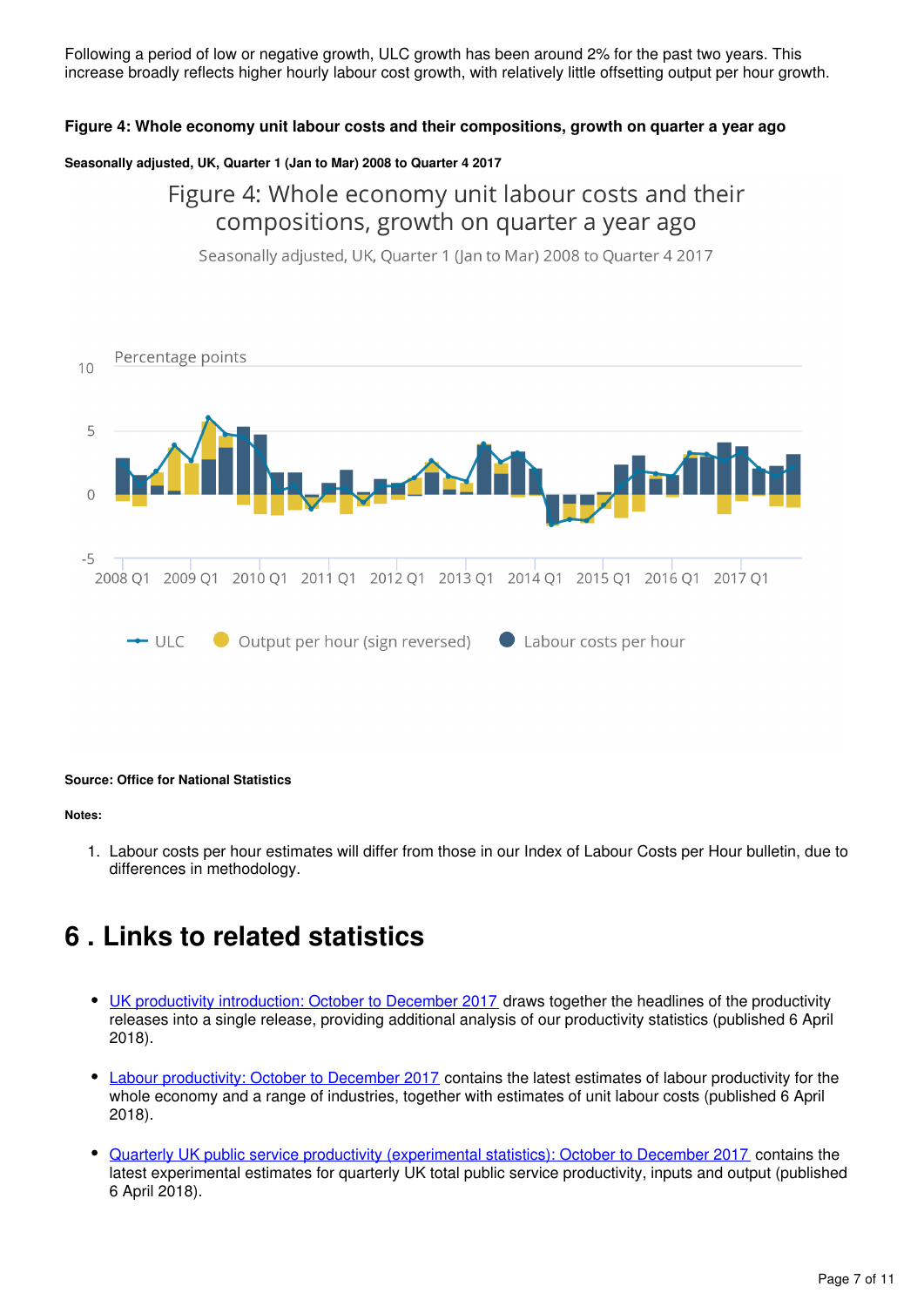Following a period of low or negative growth, ULC growth has been around 2% for the past two years. This increase broadly reflects higher hourly labour cost growth, with relatively little offsetting output per hour growth.

**Figure 4: Whole economy unit labour costs and their compositions, growth on quarter a year ago**

**Seasonally adjusted, UK, Quarter 1 (Jan to Mar) 2008 to Quarter 4 2017**

Figure 4: Whole economy unit labour costs and their compositions, growth on quarter a year ago

Seasonally adjusted, UK, Quarter 1 (Jan to Mar) 2008 to Quarter 4 2017

Percentage points

10

5

0

-5

2008 Q1 2009 Q1 2010 Q1 2011 Q1 2012 Q1 2013 Q1 2014 Q1 2015 Q1 2016 Q1 2017 Q1

ULC Output per hour (sign reversed) Labour costs per hour

**Source: Office for National Statistics**

**Notes:**

1. Labour costs per hour estimates will differ from those in our Index of Labour Costs per Hour bulletin, due to differences in methodology.

## 6 . Links to related statistics

- UK productivity introduction: October to December 2017 draws together the headlines of the productivity releases into a single release, providing additional analysis of our productivity statistics (published 6 April 2018).

- Labour productivity: October to December 2017 contains the latest estimates of labour productivity for the whole economy and a range of industries, together with estimates of unit labour costs (published 6 April 2018).

- Quarterly UK public service productivity (experimental statistics): October to December 2017 contains the latest experimental estimates for quarterly UK total public service productivity, inputs and output (published 6 April 2018).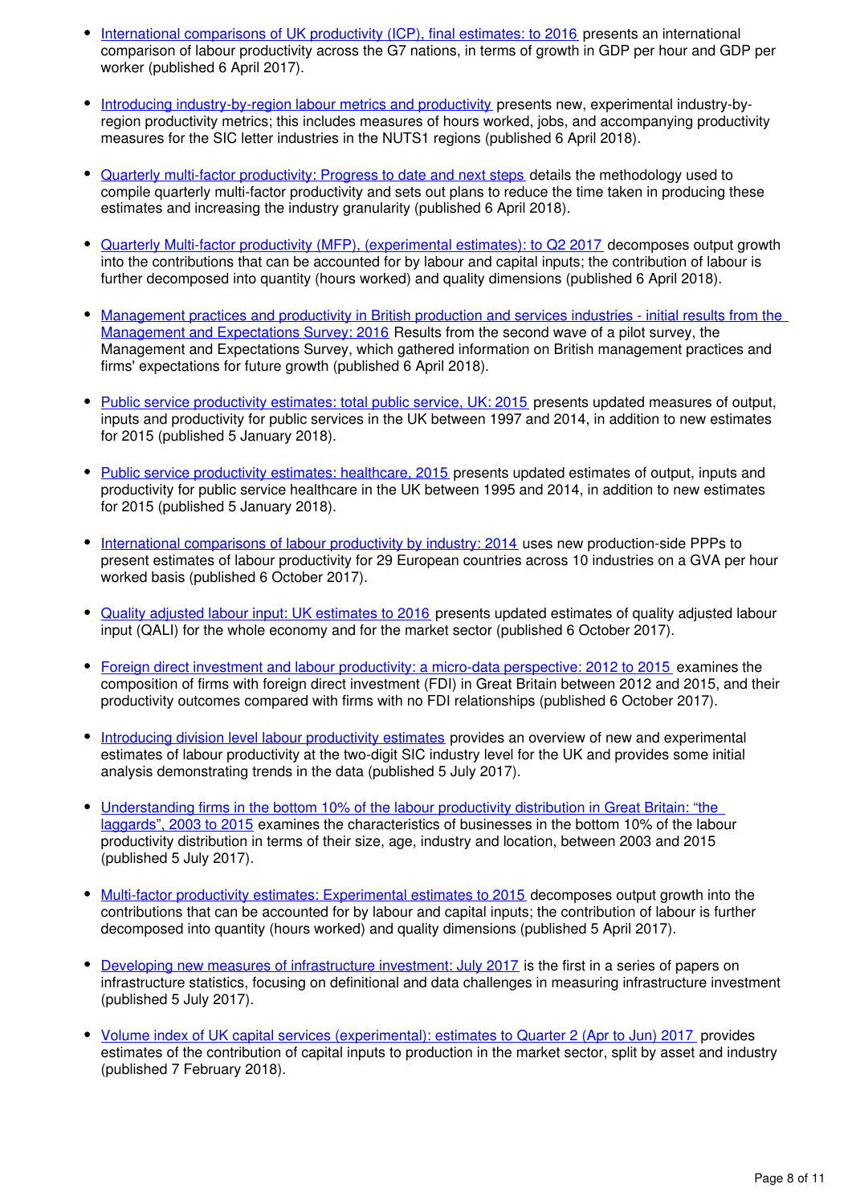- International comparisons of UK productivity (ICP), final estimates: to 2016 presents an international comparison of labour productivity across the G7 nations, in terms of growth in GDP per hour and GDP per worker (published 6 April 2017).

- Introducing industry-by-region labour metrics and productivity presents new, experimental industry-by-region productivity metrics; this includes measures of hours worked, jobs, and accompanying productivity measures for the SIC letter industries in the NUTS1 regions (published 6 April 2018).

- Quarterly multi-factor productivity: Progress to date and next steps details the methodology used to compile quarterly multi-factor productivity and sets out plans to reduce the time taken in producing these estimates and increasing the industry granularity (published 6 April 2018).

- Quarterly Multi-factor productivity (MFP), (experimental estimates): to Q2 2017 decomposes output growth into the contributions that can be accounted for by labour and capital inputs; the contribution of labour is further decomposed into quantity (hours worked) and quality dimensions (published 6 April 2018).

- Management practices and productivity in British production and services industries - initial results from the Management and Expectations Survey: 2016 Results from the second wave of a pilot survey, the Management and Expectations Survey, which gathered information on British management practices and firms' expectations for future growth (published 6 April 2018).

- Public service productivity estimates: total public service, UK: 2015 presents updated measures of output, inputs and productivity for public services in the UK between 1997 and 2014, in addition to new estimates for 2015 (published 5 January 2018).

- Public service productivity estimates: healthcare, 2015 presents updated estimates of output, inputs and productivity for public service healthcare in the UK between 1995 and 2014, in addition to new estimates for 2015 (published 5 January 2018).

- International comparisons of labour productivity by industry: 2014 uses new production-side PPPs to present estimates of labour productivity for 29 European countries across 10 industries on a GVA per hour worked basis (published 6 October 2017).

- Quality adjusted labour input: UK estimates to 2016 presents updated estimates of quality adjusted labour input (QALI) for the whole economy and for the market sector (published 6 October 2017).

- Foreign direct investment and labour productivity: a micro-data perspective: 2012 to 2015 examines the composition of firms with foreign direct investment (FDI) in Great Britain between 2012 and 2015, and their productivity outcomes compared with firms with no FDI relationships (published 6 October 2017).

- Introducing division level labour productivity estimates provides an overview of new and experimental estimates of labour productivity at the two-digit SIC industry level for the UK and provides some initial analysis demonstrating trends in the data (published 5 July 2017).

- Understanding firms in the bottom 10% of the labour productivity distribution in Great Britain: "the laggards", 2003 to 2015 examines the characteristics of businesses in the bottom 10% of the labour productivity distribution in terms of their size, age, industry and location, between 2003 and 2015 (published 5 July 2017).

- Multi-factor productivity estimates: Experimental estimates to 2015 decomposes output growth into the contributions that can be accounted for by labour and capital inputs; the contribution of labour is further decomposed into quantity (hours worked) and quality dimensions (published 5 April 2017).

- Developing new measures of infrastructure investment: July 2017 is the first in a series of papers on infrastructure statistics, focusing on definitional and data challenges in measuring infrastructure investment (published 5 July 2017).

- Volume index of UK capital services (experimental): estimates to Quarter 2 (Apr to Jun) 2017 provides estimates of the contribution of capital inputs to production in the market sector, split by asset and industry (published 7 February 2018).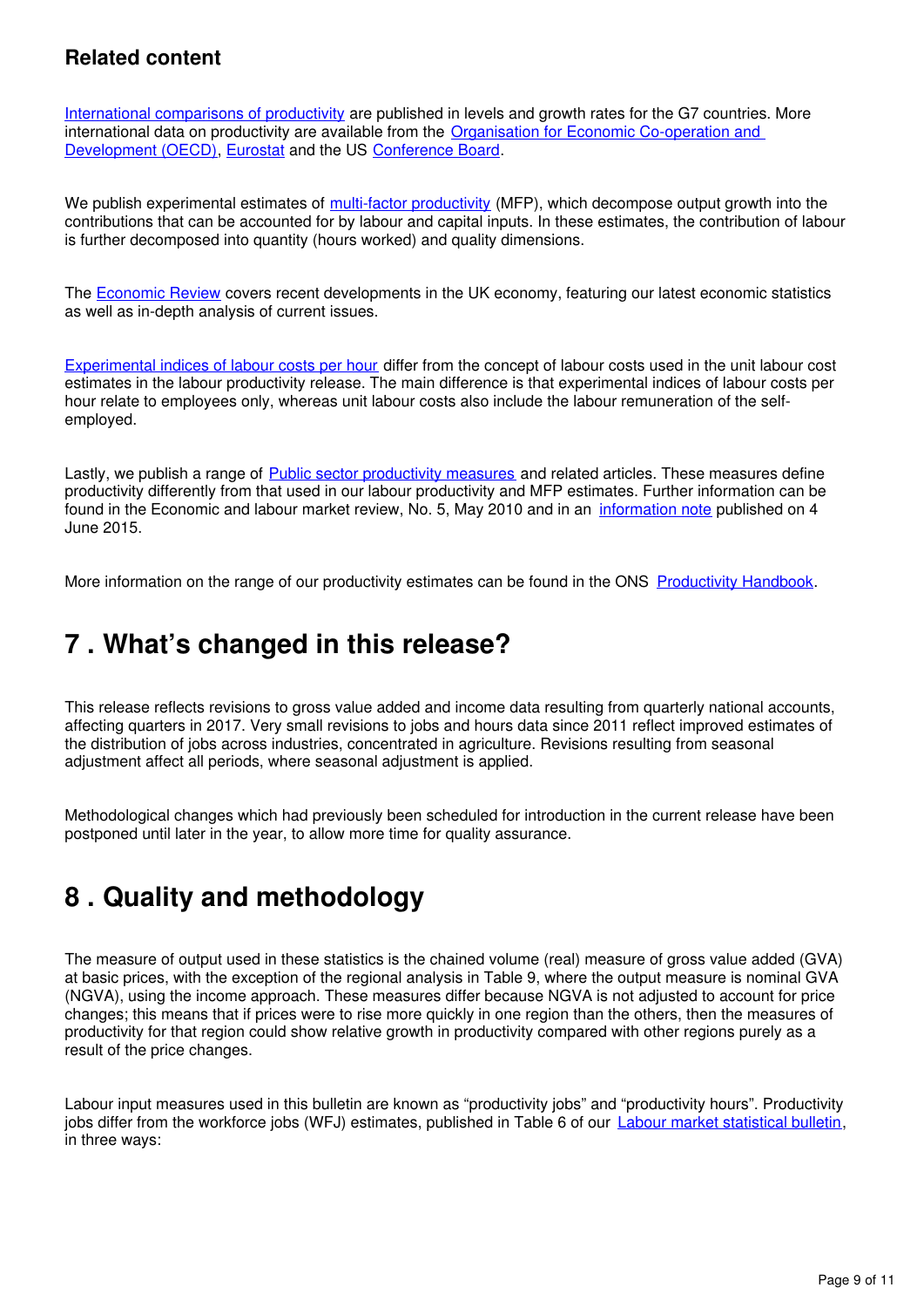### Related content

International comparisons of productivity are published in levels and growth rates for the G7 countries. More international data on productivity are available from the Organisation for Economic Co-operation and Development (OECD), Eurostat and the US Conference Board.

We publish experimental estimates of multi-factor productivity (MFP), which decompose output growth into the contributions that can be accounted for by labour and capital inputs. In these estimates, the contribution of labour is further decomposed into quantity (hours worked) and quality dimensions.

The Economic Review covers recent developments in the UK economy, featuring our latest economic statistics as well as in-depth analysis of current issues.

Experimental indices of labour costs per hour differ from the concept of labour costs used in the unit labour cost estimates in the labour productivity release. The main difference is that experimental indices of labour costs per hour relate to employees only, whereas unit labour costs also include the labour remuneration of the self-employed.

Lastly, we publish a range of Public sector productivity measures and related articles. These measures define productivity differently from that used in our labour productivity and MFP estimates. Further information can be found in the Economic and labour market review, No. 5, May 2010 and in an information note published on 4 June 2015.

More information on the range of our productivity estimates can be found in the ONS Productivity Handbook.

## 7 . What's changed in this release?

This release reflects revisions to gross value added and income data resulting from quarterly national accounts, affecting quarters in 2017. Very small revisions to jobs and hours data since 2011 reflect improved estimates of the distribution of jobs across industries, concentrated in agriculture. Revisions resulting from seasonal adjustment affect all periods, where seasonal adjustment is applied.

Methodological changes which had previously been scheduled for introduction in the current release have been postponed until later in the year, to allow more time for quality assurance.

## 8 . Quality and methodology

The measure of output used in these statistics is the chained volume (real) measure of gross value added (GVA) at basic prices, with the exception of the regional analysis in Table 9, where the output measure is nominal GVA (NGVA), using the income approach. These measures differ because NGVA is not adjusted to account for price changes; this means that if prices were to rise more quickly in one region than the others, then the measures of productivity for that region could show relative growth in productivity compared with other regions purely as a result of the price changes.

Labour input measures used in this bulletin are known as "productivity jobs" and "productivity hours". Productivity jobs differ from the workforce jobs (WFJ) estimates, published in Table 6 of our Labour market statistical bulletin, in three ways: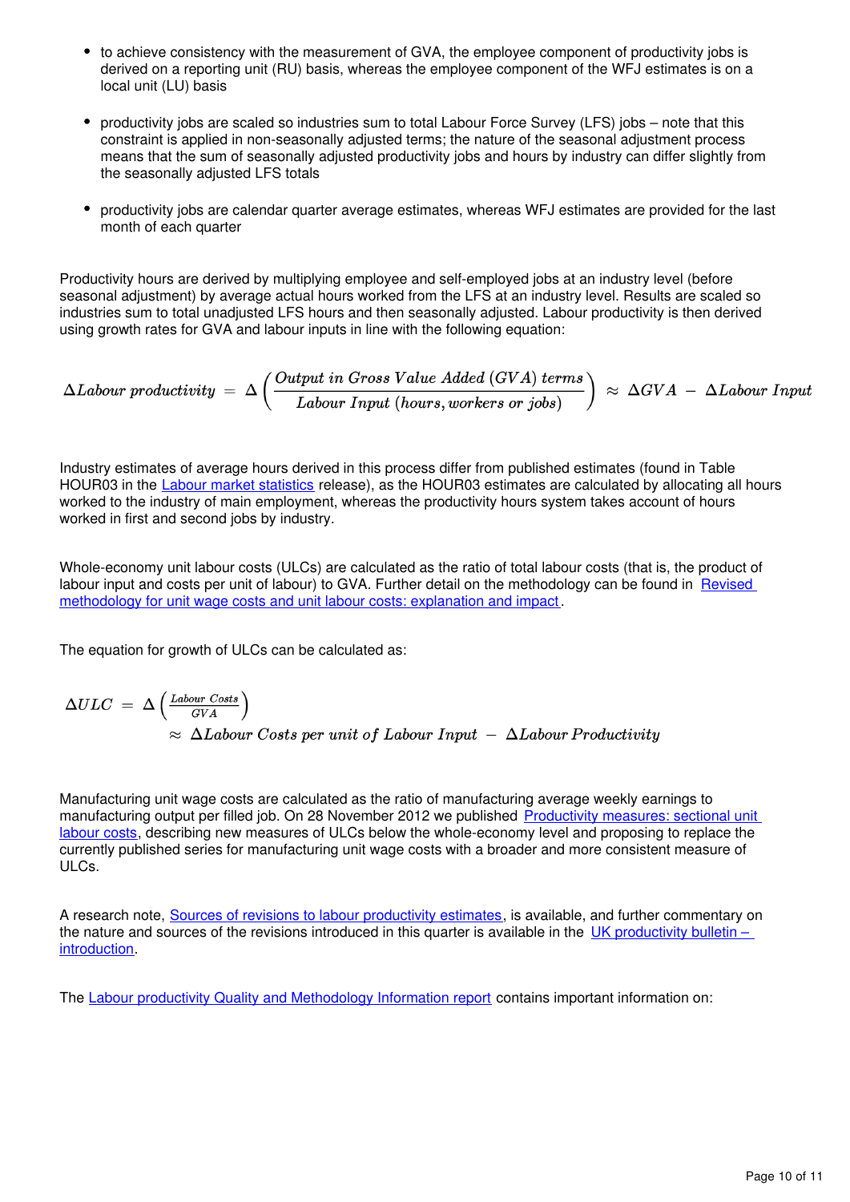- to achieve consistency with the measurement of GVA, the employee component of productivity jobs is derived on a reporting unit (RU) basis, whereas the employee component of the WFJ estimates is on a local unit (LU) basis

- productivity jobs are scaled so industries sum to total Labour Force Survey (LFS) jobs – note that this constraint is applied in non-seasonally adjusted terms; the nature of the seasonal adjustment process means that the sum of seasonally adjusted productivity jobs and hours by industry can differ slightly from the seasonally adjusted LFS totals

- productivity jobs are calendar quarter average estimates, whereas WFJ estimates are provided for the last month of each quarter

Productivity hours are derived by multiplying employee and self-employed jobs at an industry level (before seasonal adjustment) by average actual hours worked from the LFS at an industry level. Results are scaled so industries sum to total unadjusted LFS hours and then seasonally adjusted. Labour productivity is then derived using growth rates for GVA and labour inputs in line with the following equation:

$$\Delta Labour\ productivity \ = \ \Delta \left( \frac{Output\ in\ Gross\ Value\ Added\ (GVA)\ terms}{Labour\ Input\ (hours, workers\ or\ jobs)} \right) \approx \Delta GVA \ - \ \Delta Labour\ Input$$

Industry estimates of average hours derived in this process differ from published estimates (found in Table HOUR03 in the [Labour market statistics]() release), as the HOUR03 estimates are calculated by allocating all hours worked to the industry of main employment, whereas the productivity hours system takes account of hours worked in first and second jobs by industry.

Whole-economy unit labour costs (ULCs) are calculated as the ratio of total labour costs (that is, the product of labour input and costs per unit of labour) to GVA. Further detail on the methodology can be found in [Revised methodology for unit wage costs and unit labour costs: explanation and impact]().

The equation for growth of ULCs can be calculated as:

$$\Delta ULC \ = \ \Delta \left( \frac{Labour\ Costs}{GVA} \right) \approx \Delta Labour\ Costs\ per\ unit\ of\ Labour\ Input \ - \ \Delta Labour\ Productivity$$

Manufacturing unit wage costs are calculated as the ratio of manufacturing average weekly earnings to manufacturing output per filled job. On 28 November 2012 we published [Productivity measures: sectional unit labour costs](), describing new measures of ULCs below the whole-economy level and proposing to replace the currently published series for manufacturing unit wage costs with a broader and more consistent measure of ULCs.

A research note, [Sources of revisions to labour productivity estimates](), is available, and further commentary on the nature and sources of the revisions introduced in this quarter is available in the [UK productivity bulletin – introduction]().

The [Labour productivity Quality and Methodology Information report]() contains important information on: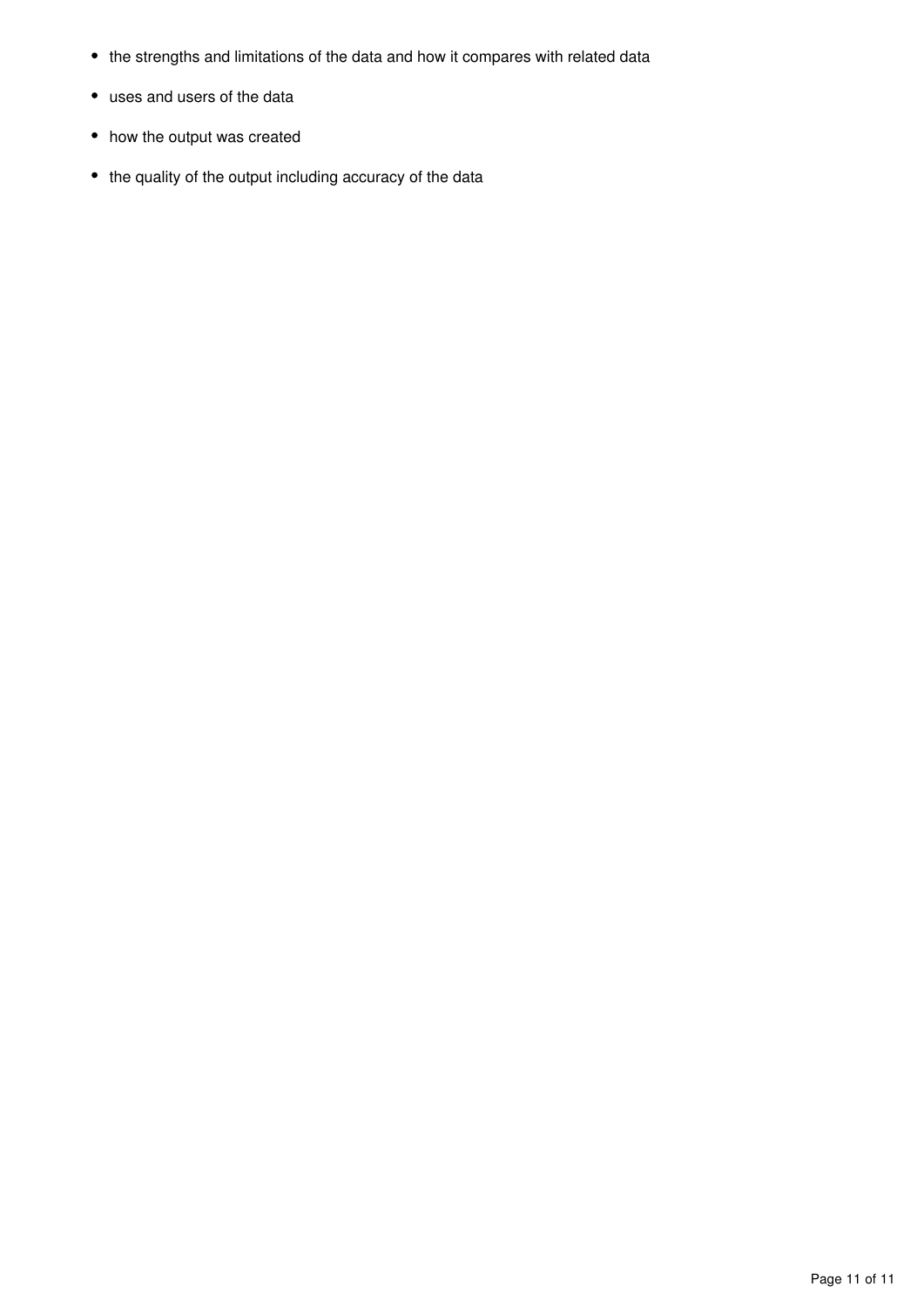- the strengths and limitations of the data and how it compares with related data
- uses and users of the data
- how the output was created
- the quality of the output including accuracy of the data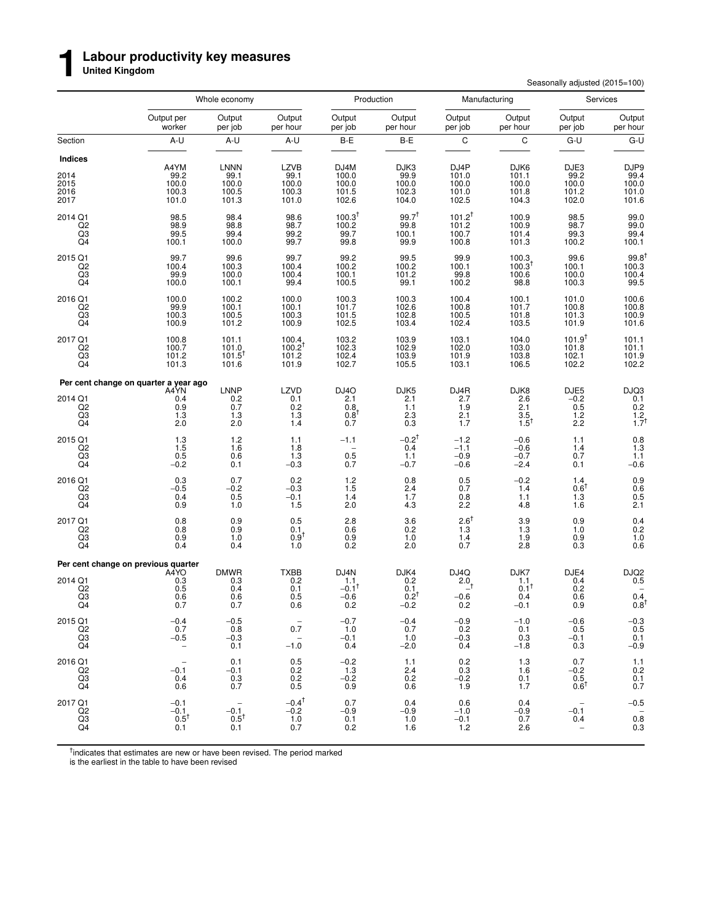# 1 Labour productivity key measures

**United Kingdom**

Seasonally adjusted (2015=100)

| | Whole economy | | | Production | | Manufacturing | | Services | |
|---|---|---|---|---|---|---|---|---|---|
| | Output per worker | Output per job | Output per hour | Output per job | Output per hour | Output per job | Output per hour | Output per job | Output per hour |
| Section | A-U | A-U | A-U | B-E | B-E | C | C | G-U | G-U |
| **Indices** | | | | | | | | | |
| | A4YM | LNNN | LZVB | DJ4M | DJK3 | DJ4P | DJK6 | DJE3 | DJP9 |
| 2014 | 99.2 | 99.1 | 99.1 | 100.0 | 99.9 | 101.0 | 101.1 | 99.2 | 99.4 |
| 2015 | 100.0 | 100.0 | 100.0 | 100.0 | 100.0 | 100.0 | 100.0 | 100.0 | 100.0 |
| 2016 | 100.3 | 100.5 | 100.3 | 101.5 | 102.3 | 101.0 | 101.8 | 101.2 | 101.0 |
| 2017 | 101.0 | 101.3 | 101.0 | 102.6 | 104.0 | 102.5 | 104.3 | 102.0 | 101.6 |
| 2014 Q1 | 98.5 | 98.4 | 98.6 | 100.3† | 99.7† | 101.2† | 100.9 | 98.5 | 99.0 |
| Q2 | 98.9 | 98.8 | 98.7 | 100.2 | 99.8 | 101.2 | 100.9 | 98.7 | 99.0 |
| Q3 | 99.5 | 99.4 | 99.2 | 99.7 | 100.1 | 100.7 | 101.4 | 99.3 | 99.4 |
| Q4 | 100.1 | 100.0 | 99.7 | 99.8 | 99.9 | 100.8 | 101.3 | 100.2 | 100.1 |
| 2015 Q1 | 99.7 | 99.6 | 99.7 | 99.2 | 99.5 | 99.9 | 100.3 | 99.6 | 99.8† |
| Q2 | 100.4 | 100.3 | 100.4 | 100.2 | 100.2 | 100.1 | 100.3† | 100.1 | 100.3 |
| Q3 | 99.9 | 100.0 | 100.4 | 100.1 | 101.2 | 99.8 | 100.6 | 100.0 | 100.4 |
| Q4 | 100.0 | 100.1 | 99.4 | 100.5 | 99.1 | 100.2 | 98.8 | 100.3 | 99.5 |
| 2016 Q1 | 100.0 | 100.2 | 100.0 | 100.3 | 100.3 | 100.4 | 100.1 | 101.0 | 100.6 |
| Q2 | 99.9 | 100.1 | 100.1 | 101.7 | 102.6 | 100.8 | 101.7 | 100.8 | 100.8 |
| Q3 | 100.3 | 100.5 | 100.3 | 101.5 | 102.8 | 100.5 | 101.8 | 101.3 | 100.9 |
| Q4 | 100.9 | 101.2 | 100.9 | 102.5 | 103.4 | 102.4 | 103.5 | 101.9 | 101.6 |
| 2017 Q1 | 100.8 | 101.1 | 100.4 | 103.2 | 103.9 | 103.1 | 104.0 | 101.9† | 101.1 |
| Q2 | 100.7 | 101.0 | 100.2† | 102.3 | 102.9 | 102.0 | 103.0 | 101.8 | 101.1 |
| Q3 | 101.2 | 101.5† | 101.2 | 102.4 | 103.9 | 101.9 | 103.8 | 102.1 | 101.9 |
| Q4 | 101.3 | 101.6 | 101.9 | 102.7 | 105.5 | 103.1 | 106.5 | 102.2 | 102.2 |
| **Per cent change on quarter a year ago** | | | | | | | | | |
| | A4YN | LNNP | LZVD | DJ4O | DJK5 | DJ4R | DJK8 | DJE5 | DJQ3 |
| 2014 Q1 | 0.4 | 0.2 | 0.1 | 2.1 | 2.1 | 2.7 | 2.6 | −0.2 | 0.1 |
| Q2 | 0.9 | 0.7 | 0.2 | 0.8 | 1.1 | 1.9 | 2.1 | 0.5 | 0.2 |
| Q3 | 1.3 | 1.3 | 1.3 | 0.8† | 2.3 | 2.1 | 3.5 | 1.2 | 1.2 |
| Q4 | 2.0 | 2.0 | 1.4 | 0.7 | 0.3 | 1.7 | 1.5† | 2.2 | 1.7† |
| 2015 Q1 | 1.3 | 1.2 | 1.1 | −1.1 | −0.2† | −1.2 | −0.6 | 1.1 | 0.8 |
| Q2 | 1.5 | 1.6 | 1.8 | – | 0.4 | −1.1 | −0.6 | 1.4 | 1.3 |
| Q3 | 0.5 | 0.6 | 1.3 | 0.5 | 1.1 | −0.9 | −0.7 | 0.7 | 1.1 |
| Q4 | −0.2 | 0.1 | −0.3 | 0.7 | −0.7 | −0.6 | −2.4 | 0.1 | −0.6 |
| 2016 Q1 | 0.3 | 0.7 | 0.2 | 1.2 | 0.8 | 0.5 | −0.2 | 1.4 | 0.9 |
| Q2 | −0.5 | −0.2 | −0.3 | 1.5 | 2.4 | 0.7 | 1.4 | 0.6† | 0.6 |
| Q3 | 0.4 | 0.5 | −0.1 | 1.4 | 1.7 | 0.8 | 1.1 | 1.3 | 0.5 |
| Q4 | 0.9 | 1.0 | 1.5 | 2.0 | 4.3 | 2.2 | 4.8 | 1.6 | 2.1 |
| 2017 Q1 | 0.8 | 0.9 | 0.5 | 2.8 | 3.6 | 2.6† | 3.9 | 0.9 | 0.4 |
| Q2 | 0.8 | 0.9 | 0.1 | 0.6 | 0.2 | 1.3 | 1.3 | 1.0 | 0.2 |
| Q3 | 0.9 | 1.0 | 0.9† | 0.9 | 1.0 | 1.4 | 1.9 | 0.9 | 1.0 |
| Q4 | 0.4 | 0.4 | 1.0 | 0.2 | 2.0 | 0.7 | 2.8 | 0.3 | 0.6 |
| **Per cent change on previous quarter** | | | | | | | | | |
| | A4YO | DMWR | TXBB | DJ4N | DJK4 | DJ4Q | DJK7 | DJE4 | DJQ2 |
| 2014 Q1 | 0.3 | 0.3 | 0.2 | 1.1 | 0.2 | 2.0 | 1.1 | 0.4 | 0.5 |
| Q2 | 0.5 | 0.4 | 0.1 | −0.1† | 0.1 | –† | 0.1† | 0.2 | – |
| Q3 | 0.6 | 0.6 | 0.5 | −0.6 | 0.2† | −0.6 | 0.4 | 0.6 | 0.4 |
| Q4 | 0.7 | 0.7 | 0.6 | 0.2 | −0.2 | 0.2 | −0.1 | 0.9 | 0.8† |
| 2015 Q1 | −0.4 | −0.5 | – | −0.7 | −0.4 | −0.9 | −1.0 | −0.6 | −0.3 |
| Q2 | 0.7 | 0.8 | 0.7 | 1.0 | 0.7 | 0.2 | 0.1 | 0.5 | 0.5 |
| Q3 | −0.5 | −0.3 | – | −0.1 | 1.0 | −0.3 | 0.3 | −0.1 | 0.1 |
| Q4 | – | 0.1 | −1.0 | 0.4 | −2.0 | 0.4 | −1.8 | 0.3 | −0.9 |
| 2016 Q1 | – | 0.1 | 0.5 | −0.2 | 1.1 | 0.2 | 1.3 | 0.7 | 1.1 |
| Q2 | −0.1 | −0.1 | 0.2 | 1.3 | 2.4 | 0.3 | 1.6 | −0.2 | 0.2 |
| Q3 | 0.4 | 0.3 | 0.2 | −0.2 | 0.2 | −0.2 | 0.1 | 0.5 | 0.1 |
| Q4 | 0.6 | 0.7 | 0.5 | 0.9 | 0.6 | 1.9 | 1.7 | 0.6† | 0.7 |
| 2017 Q1 | −0.1 | – | −0.4† | 0.7 | 0.4 | 0.6 | 0.4 | – | −0.5 |
| Q2 | −0.1 | −0.1 | −0.2 | −0.9 | −0.9 | −1.0 | −0.9 | −0.1 | – |
| Q3 | 0.5† | 0.5† | 1.0 | 0.1 | 1.0 | −0.1 | 0.7 | 0.4 | 0.8 |
| Q4 | 0.1 | 0.1 | 0.7 | 0.2 | 1.6 | 1.2 | 2.6 | – | 0.3 |

†indicates that estimates are new or have been revised. The period marked is the earliest in the table to have been revised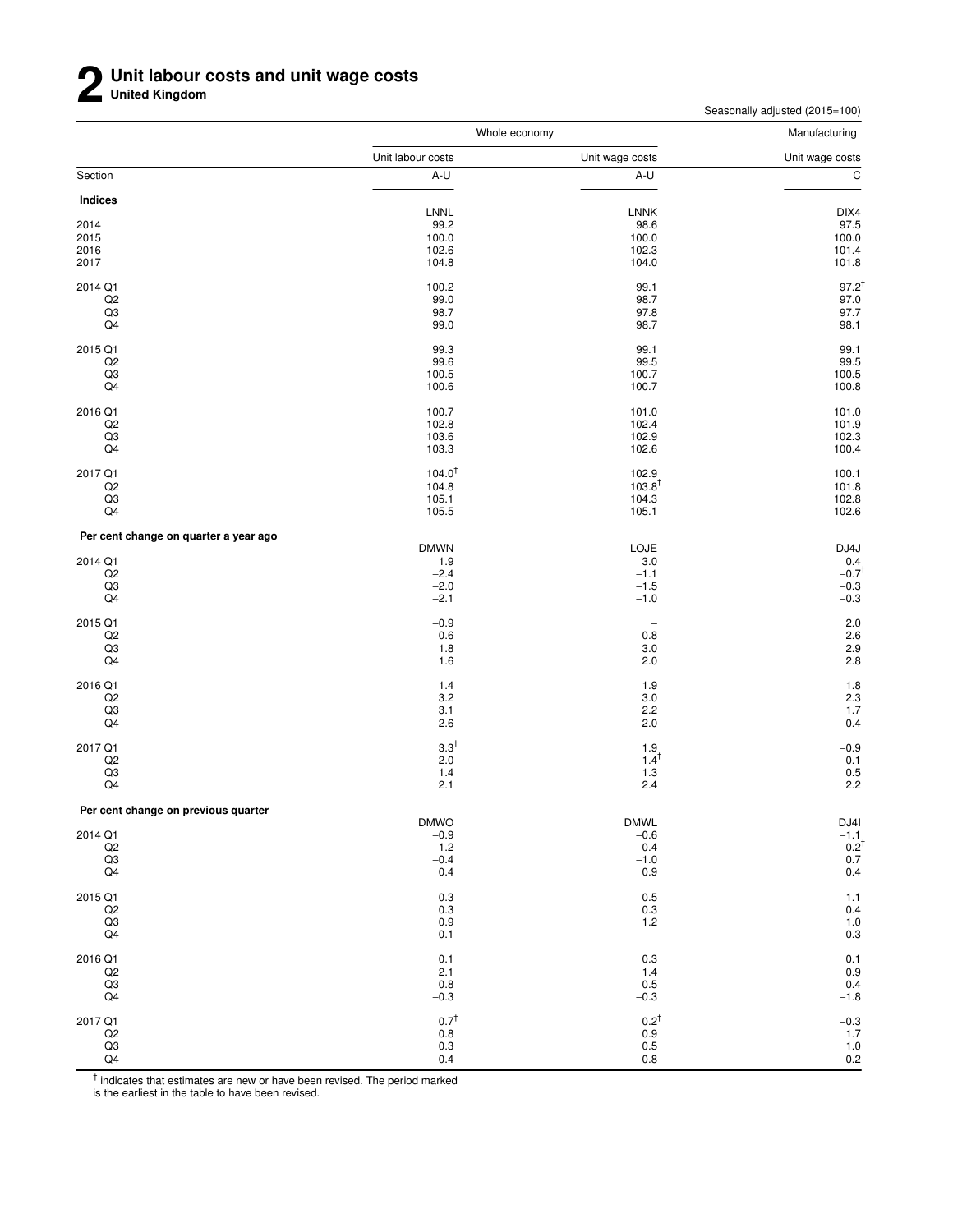# 2 Unit labour costs and unit wage costs

**United Kingdom**

Seasonally adjusted (2015=100)

| | Whole economy | | Manufacturing |
|---|---|---|---|
| | Unit labour costs | Unit wage costs | Unit wage costs |
| Section | A-U | A-U | C |
| **Indices** | | | |
| | LNNL | LNNK | DIX4 |
| 2014 | 99.2 | 98.6 | 97.5 |
| 2015 | 100.0 | 100.0 | 100.0 |
| 2016 | 102.6 | 102.3 | 101.4 |
| 2017 | 104.8 | 104.0 | 101.8 |
| 2014 Q1 | 100.2 | 99.1 | 97.2† |
| Q2 | 99.0 | 98.7 | 97.0 |
| Q3 | 98.7 | 97.8 | 97.7 |
| Q4 | 99.0 | 98.7 | 98.1 |
| 2015 Q1 | 99.3 | 99.1 | 99.1 |
| Q2 | 99.6 | 99.5 | 99.5 |
| Q3 | 100.5 | 100.7 | 100.5 |
| Q4 | 100.6 | 100.7 | 100.8 |
| 2016 Q1 | 100.7 | 101.0 | 101.0 |
| Q2 | 102.8 | 102.4 | 101.9 |
| Q3 | 103.6 | 102.9 | 102.3 |
| Q4 | 103.3 | 102.6 | 100.4 |
| 2017 Q1 | 104.0† | 102.9 | 100.1 |
| Q2 | 104.8 | 103.8† | 101.8 |
| Q3 | 105.1 | 104.3 | 102.8 |
| Q4 | 105.5 | 105.1 | 102.6 |
| **Per cent change on quarter a year ago** | | | |
| | DMWN | LOJE | DJ4J |
| 2014 Q1 | 1.9 | 3.0 | 0.4 |
| Q2 | −2.4 | −1.1 | −0.7† |
| Q3 | −2.0 | −1.5 | −0.3 |
| Q4 | −2.1 | −1.0 | −0.3 |
| 2015 Q1 | −0.9 | – | 2.0 |
| Q2 | 0.6 | 0.8 | 2.6 |
| Q3 | 1.8 | 3.0 | 2.9 |
| Q4 | 1.6 | 2.0 | 2.8 |
| 2016 Q1 | 1.4 | 1.9 | 1.8 |
| Q2 | 3.2 | 3.0 | 2.3 |
| Q3 | 3.1 | 2.2 | 1.7 |
| Q4 | 2.6 | 2.0 | −0.4 |
| 2017 Q1 | 3.3† | 1.9 | −0.9 |
| Q2 | 2.0 | 1.4† | −0.1 |
| Q3 | 1.4 | 1.3 | 0.5 |
| Q4 | 2.1 | 2.4 | 2.2 |
| **Per cent change on previous quarter** | | | |
| | DMWO | DMWL | DJ4I |
| 2014 Q1 | −0.9 | −0.6 | −1.1 |
| Q2 | −1.2 | −0.4 | −0.2† |
| Q3 | −0.4 | −1.0 | 0.7 |
| Q4 | 0.4 | 0.9 | 0.4 |
| 2015 Q1 | 0.3 | 0.5 | 1.1 |
| Q2 | 0.3 | 0.3 | 0.4 |
| Q3 | 0.9 | 1.2 | 1.0 |
| Q4 | 0.1 | – | 0.3 |
| 2016 Q1 | 0.1 | 0.3 | 0.1 |
| Q2 | 2.1 | 1.4 | 0.9 |
| Q3 | 0.8 | 0.5 | 0.4 |
| Q4 | −0.3 | −0.3 | −1.8 |
| 2017 Q1 | 0.7† | 0.2† | −0.3 |
| Q2 | 0.8 | 0.9 | 1.7 |
| Q3 | 0.3 | 0.5 | 1.0 |
| Q4 | 0.4 | 0.8 | −0.2 |

† indicates that estimates are new or have been revised. The period marked is the earliest in the table to have been revised.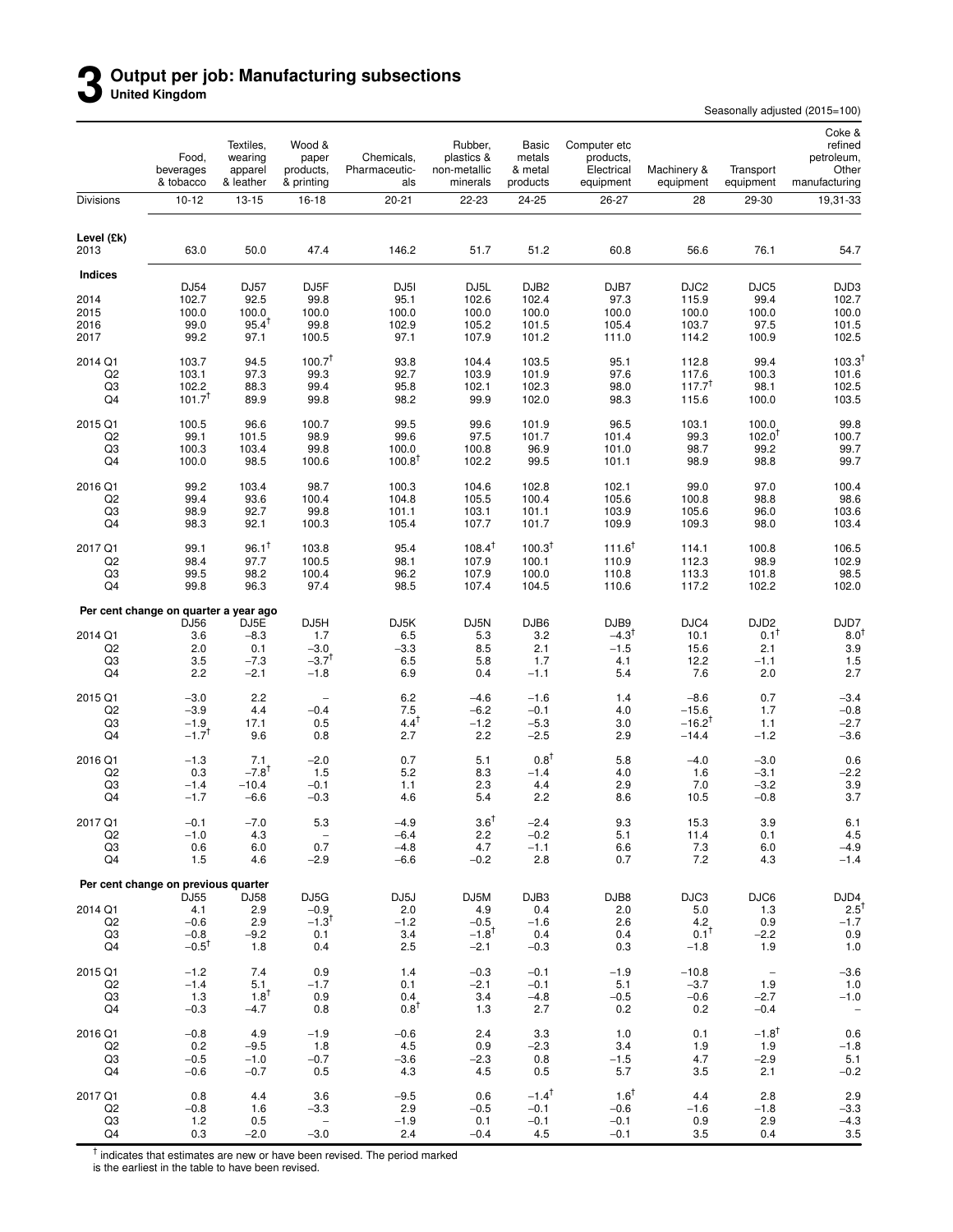# 3 Output per job: Manufacturing subsections

**United Kingdom**

Seasonally adjusted (2015=100)

| | Food, beverages & tobacco | Textiles, wearing apparel & leather | Wood & paper products, & printing | Chemicals, Pharmaceuticals | Rubber, plastics & non-metallic minerals | Basic metals & metal products | Computer etc products, Electrical equipment | Machinery & equipment | Transport equipment | Coke & refined petroleum, Other manufacturing |
|---|---|---|---|---|---|---|---|---|---|---|
| Divisions | 10-12 | 13-15 | 16-18 | 20-21 | 22-23 | 24-25 | 26-27 | 28 | 29-30 | 19,31-33 |
| **Level (£k)** | | | | | | | | | | |
| 2013 | 63.0 | 50.0 | 47.4 | 146.2 | 51.7 | 51.2 | 60.8 | 56.6 | 76.1 | 54.7 |
| **Indices** | | | | | | | | | | |
| | DJ54 | DJ57 | DJ5F | DJ5I | DJ5L | DJB2 | DJB7 | DJC2 | DJC5 | DJD3 |
| 2014 | 102.7 | 92.5 | 99.8 | 95.1 | 102.6 | 102.4 | 97.3 | 115.9 | 99.4 | 102.7 |
| 2015 | 100.0 | 100.0 | 100.0 | 100.0 | 100.0 | 100.0 | 100.0 | 100.0 | 100.0 | 100.0 |
| 2016 | 99.0 | 95.4† | 99.8 | 102.9 | 105.2 | 101.5 | 105.4 | 103.7 | 97.5 | 101.5 |
| 2017 | 99.2 | 97.1 | 100.5 | 97.1 | 107.9 | 101.2 | 111.0 | 114.2 | 100.9 | 102.5 |
| 2014 Q1 | 103.7 | 94.5 | 100.7† | 93.8 | 104.4 | 103.5 | 95.1 | 112.8 | 99.4 | 103.3† |
| Q2 | 103.1 | 97.3 | 99.3 | 92.7 | 103.9 | 101.9 | 97.6 | 117.6 | 100.3 | 101.6 |
| Q3 | 102.2 | 88.3 | 99.4 | 95.8 | 102.1 | 102.3 | 98.0 | 117.7† | 98.1 | 102.5 |
| Q4 | 101.7† | 89.9 | 99.8 | 98.2 | 99.9 | 102.0 | 98.3 | 115.6 | 100.0 | 103.5 |
| 2015 Q1 | 100.5 | 96.6 | 100.7 | 99.5 | 99.6 | 101.9 | 96.5 | 103.1 | 100.0 | 99.8 |
| Q2 | 99.1 | 101.5 | 98.9 | 99.6 | 97.5 | 101.7 | 101.4 | 99.3 | 102.0† | 100.7 |
| Q3 | 100.3 | 103.4 | 99.8 | 100.0 | 100.8 | 96.9 | 101.0 | 98.7 | 99.2 | 99.7 |
| Q4 | 100.0 | 98.5 | 100.6 | 100.8† | 102.2 | 99.5 | 101.1 | 98.9 | 98.8 | 99.7 |
| 2016 Q1 | 99.2 | 103.4 | 98.7 | 100.3 | 104.6 | 102.8 | 102.1 | 99.0 | 97.0 | 100.4 |
| Q2 | 99.4 | 93.6 | 100.4 | 104.8 | 105.5 | 100.4 | 105.6 | 100.8 | 98.8 | 98.6 |
| Q3 | 98.9 | 92.7 | 99.8 | 101.1 | 103.1 | 101.1 | 103.9 | 105.6 | 96.0 | 103.6 |
| Q4 | 98.3 | 92.1 | 100.3 | 105.4 | 107.7 | 101.7 | 109.9 | 109.3 | 98.0 | 103.4 |
| 2017 Q1 | 99.1 | 96.1† | 103.8 | 95.4 | 108.4† | 100.3† | 111.6† | 114.1 | 100.8 | 106.5 |
| Q2 | 98.4 | 97.7 | 100.5 | 98.1 | 107.9 | 100.1 | 110.9 | 112.3 | 98.9 | 102.9 |
| Q3 | 99.5 | 98.2 | 100.4 | 96.2 | 107.9 | 100.0 | 110.8 | 113.3 | 101.8 | 98.5 |
| Q4 | 99.8 | 96.3 | 97.4 | 98.5 | 107.4 | 104.5 | 110.6 | 117.2 | 102.2 | 102.0 |
| **Per cent change on quarter a year ago** | | | | | | | | | | |
| | DJ56 | DJ5E | DJ5H | DJ5K | DJ5N | DJB6 | DJB9 | DJC4 | DJD2 | DJD7 |
| 2014 Q1 | 3.6 | −8.3 | 1.7 | 6.5 | 5.3 | 3.2 | −4.3† | 10.1 | 0.1† | 8.0† |
| Q2 | 2.0 | 0.1 | −3.0 | −3.3 | 8.5 | 2.1 | −1.5 | 15.6 | 2.1 | 3.9 |
| Q3 | 3.5 | −7.3 | −3.7† | 6.5 | 5.8 | 1.7 | 4.1 | 12.2 | −1.1 | 1.5 |
| Q4 | 2.2 | −2.1 | −1.8 | 6.9 | 0.4 | −1.1 | 5.4 | 7.6 | 2.0 | 2.7 |
| 2015 Q1 | −3.0 | 2.2 | – | 6.2 | −4.6 | −1.6 | 1.4 | −8.6 | 0.7 | −3.4 |
| Q2 | −3.9 | 4.4 | −0.4 | 7.5 | −6.2 | −0.1 | 4.0 | −15.6 | 1.7 | −0.8 |
| Q3 | −1.9 | 17.1 | 0.5 | 4.4† | −1.2 | −5.3 | 3.0 | −16.2† | 1.1 | −2.7 |
| Q4 | −1.7† | 9.6 | 0.8 | 2.7 | 2.2 | −2.5 | 2.9 | −14.4 | −1.2 | −3.6 |
| 2016 Q1 | −1.3 | 7.1 | −2.0 | 0.7 | 5.1 | 0.8† | 5.8 | −4.0 | −3.0 | 0.6 |
| Q2 | 0.3 | −7.8† | 1.5 | 5.2 | 8.3 | −1.4 | 4.0 | 1.6 | −3.1 | −2.2 |
| Q3 | −1.4 | −10.4 | −0.1 | 1.1 | 2.3 | 4.4 | 2.9 | 7.0 | −3.2 | 3.9 |
| Q4 | −1.7 | −6.6 | −0.3 | 4.6 | 5.4 | 2.2 | 8.6 | 10.5 | −0.8 | 3.7 |
| 2017 Q1 | −0.1 | −7.0 | 5.3 | −4.9 | 3.6† | −2.4 | 9.3 | 15.3 | 3.9 | 6.1 |
| Q2 | −1.0 | 4.3 | – | −6.4 | 2.2 | −0.2 | 5.1 | 11.4 | 0.1 | 4.5 |
| Q3 | 0.6 | 6.0 | 0.7 | −4.8 | 4.7 | −1.1 | 6.6 | 7.3 | 6.0 | −4.9 |
| Q4 | 1.5 | 4.6 | −2.9 | −6.6 | −0.2 | 2.8 | 0.7 | 7.2 | 4.3 | −1.4 |
| **Per cent change on previous quarter** | | | | | | | | | | |
| | DJ55 | DJ58 | DJ5G | DJ5J | DJ5M | DJB3 | DJB8 | DJC3 | DJC6 | DJD4 |
| 2014 Q1 | 4.1 | 2.9 | −0.9 | 2.0 | 4.9 | 0.4 | 2.0 | 5.0 | 1.3 | 2.5† |
| Q2 | −0.6 | 2.9 | −1.3† | −1.2 | −0.5 | −1.6 | 2.6 | 4.2 | 0.9 | −1.7 |
| Q3 | −0.8 | −9.2 | 0.1 | 3.4 | −1.8† | 0.4 | 0.4 | 0.1† | −2.2 | 0.9 |
| Q4 | −0.5† | 1.8 | 0.4 | 2.5 | −2.1 | −0.3 | 0.3 | −1.8 | 1.9 | 1.0 |
| 2015 Q1 | −1.2 | 7.4 | 0.9 | 1.4 | −0.3 | −0.1 | −1.9 | −10.8 | – | −3.6 |
| Q2 | −1.4 | 5.1 | −1.7 | 0.1 | −2.1 | −0.1 | 5.1 | −3.7 | 1.9 | 1.0 |
| Q3 | 1.3 | 1.8† | 0.9 | 0.4 | 3.4 | −4.8 | −0.5 | −0.6 | −2.7 | −1.0 |
| Q4 | −0.3 | −4.7 | 0.8 | 0.8† | 1.3 | 2.7 | 0.2 | 0.2 | −0.4 | – |
| 2016 Q1 | −0.8 | 4.9 | −1.9 | −0.6 | 2.4 | 3.3 | 1.0 | 0.1 | −1.8† | 0.6 |
| Q2 | 0.2 | −9.5 | 1.8 | 4.5 | 0.9 | −2.3 | 3.4 | 1.9 | 1.9 | −1.8 |
| Q3 | −0.5 | −1.0 | −0.7 | −3.6 | −2.3 | 0.8 | −1.5 | 4.7 | −2.9 | 5.1 |
| Q4 | −0.6 | −0.7 | 0.5 | 4.3 | 4.5 | 0.5 | 5.7 | 3.5 | 2.1 | −0.2 |
| 2017 Q1 | 0.8 | 4.4 | 3.6 | −9.5 | 0.6 | −1.4† | 1.6† | 4.4 | 2.8 | 2.9 |
| Q2 | −0.8 | 1.6 | −3.3 | 2.9 | −0.5 | −0.1 | −0.6 | −1.6 | −1.8 | −3.3 |
| Q3 | 1.2 | 0.5 | – | −1.9 | 0.1 | −0.1 | −0.1 | 0.9 | 2.9 | −4.3 |
| Q4 | 0.3 | −2.0 | −3.0 | 2.4 | −0.4 | 4.5 | −0.1 | 3.5 | 0.4 | 3.5 |

† indicates that estimates are new or have been revised. The period marked is the earliest in the table to have been revised.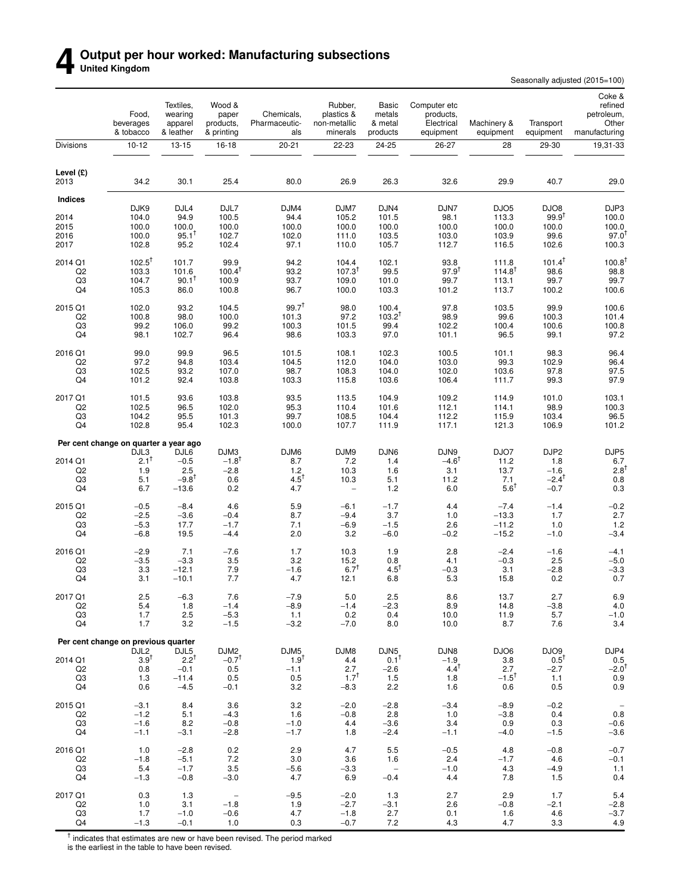# 4 Output per hour worked: Manufacturing subsections

**United Kingdom**

Seasonally adjusted (2015=100)

| | Food, beverages & tobacco | Textiles, wearing apparel & leather | Wood & paper products, & printing | Chemicals, Pharmaceuticals | Rubber, plastics & non-metallic minerals | Basic metals & metal products | Computer etc products, Electrical equipment | Machinery & equipment | Transport equipment | Coke & refined petroleum, Other manufacturing |
|---|---|---|---|---|---|---|---|---|---|---|
| Divisions | 10-12 | 13-15 | 16-18 | 20-21 | 22-23 | 24-25 | 26-27 | 28 | 29-30 | 19,31-33 |
| **Level (£)** | | | | | | | | | | |
| 2013 | 34.2 | 30.1 | 25.4 | 80.0 | 26.9 | 26.3 | 32.6 | 29.9 | 40.7 | 29.0 |
| **Indices** | | | | | | | | | | |
| | DJK9 | DJL4 | DJL7 | DJM4 | DJM7 | DJN4 | DJN7 | DJO5 | DJO8 | DJP3 |
| 2014 | 104.0 | 94.9 | 100.5 | 94.4 | 105.2 | 101.5 | 98.1 | 113.3 | 99.9† | 100.0 |
| 2015 | 100.0 | 100.0 | 100.0 | 100.0 | 100.0 | 100.0 | 100.0 | 100.0 | 100.0 | 100.0 |
| 2016 | 100.0 | 95.1† | 102.7 | 102.0 | 111.0 | 103.5 | 103.0 | 103.9 | 99.6 | 97.0† |
| 2017 | 102.8 | 95.2 | 102.4 | 97.1 | 110.0 | 105.7 | 112.7 | 116.5 | 102.6 | 100.3 |
| 2014 Q1 | 102.5† | 101.7 | 99.9 | 94.2 | 104.4 | 102.1 | 93.8 | 111.8 | 101.4† | 100.8† |
| Q2 | 103.3 | 101.6 | 100.4† | 93.2 | 107.3† | 99.5 | 97.9† | 114.8† | 98.6 | 98.8 |
| Q3 | 104.7 | 90.1† | 100.9 | 93.7 | 109.0 | 101.0 | 99.7 | 113.1 | 99.7 | 99.7 |
| Q4 | 105.3 | 86.0 | 100.8 | 96.7 | 100.0 | 103.3 | 101.2 | 113.7 | 100.2 | 100.6 |
| 2015 Q1 | 102.0 | 93.2 | 104.5 | 99.7† | 98.0 | 100.4 | 97.8 | 103.5 | 99.9 | 100.6 |
| Q2 | 100.8 | 98.0 | 100.0 | 101.3 | 97.2 | 103.2† | 98.9 | 99.6 | 100.3 | 101.4 |
| Q3 | 99.2 | 106.0 | 99.2 | 100.3 | 101.5 | 99.4 | 102.2 | 100.4 | 100.6 | 100.8 |
| Q4 | 98.1 | 102.7 | 96.4 | 98.6 | 103.3 | 97.0 | 101.1 | 96.5 | 99.1 | 97.2 |
| 2016 Q1 | 99.0 | 99.9 | 96.5 | 101.5 | 108.1 | 102.3 | 100.5 | 101.1 | 98.3 | 96.4 |
| Q2 | 97.2 | 94.8 | 103.4 | 104.5 | 112.0 | 104.0 | 103.0 | 99.3 | 102.9 | 96.4 |
| Q3 | 102.5 | 93.2 | 107.0 | 98.7 | 108.3 | 104.0 | 102.0 | 103.6 | 97.8 | 97.5 |
| Q4 | 101.2 | 92.4 | 103.8 | 103.3 | 115.8 | 103.6 | 106.4 | 111.7 | 99.3 | 97.9 |
| 2017 Q1 | 101.5 | 93.6 | 103.8 | 93.5 | 113.5 | 104.9 | 109.2 | 114.9 | 101.0 | 103.1 |
| Q2 | 102.5 | 96.5 | 102.0 | 95.3 | 110.4 | 101.6 | 112.1 | 114.1 | 98.9 | 100.3 |
| Q3 | 104.2 | 95.5 | 101.3 | 99.7 | 108.5 | 104.4 | 112.2 | 115.9 | 103.4 | 96.5 |
| Q4 | 102.8 | 95.4 | 102.3 | 100.0 | 107.7 | 111.9 | 117.1 | 121.3 | 106.9 | 101.2 |
| **Per cent change on quarter a year ago** | | | | | | | | | | |
| | DJL3 | DJL6 | DJM3 | DJM6 | DJM9 | DJN6 | DJN9 | DJO7 | DJP2 | DJP5 |
| 2014 Q1 | 2.1† | −0.5 | −1.8† | 8.7 | 7.2 | 1.4 | −4.6† | 11.2 | 1.8 | 6.7 |
| Q2 | 1.9 | 2.5 | −2.8 | 1.2 | 10.3 | 1.6 | 3.1 | 13.7 | −1.6 | 2.8† |
| Q3 | 5.1 | −9.8† | 0.6 | 4.5† | 10.3 | 5.1 | 11.2 | 7.1 | −2.4† | 0.8 |
| Q4 | 6.7 | −13.6 | 0.2 | 4.7 | – | 1.2 | 6.0 | 5.6† | −0.7 | 0.3 |
| 2015 Q1 | −0.5 | −8.4 | 4.6 | 5.9 | −6.1 | −1.7 | 4.4 | −7.4 | −1.4 | −0.2 |
| Q2 | −2.5 | −3.6 | −0.4 | 8.7 | −9.4 | 3.7 | 1.0 | −13.3 | 1.7 | 2.7 |
| Q3 | −5.3 | 17.7 | −1.7 | 7.1 | −6.9 | −1.5 | 2.6 | −11.2 | 1.0 | 1.2 |
| Q4 | −6.8 | 19.5 | −4.4 | 2.0 | 3.2 | −6.0 | −0.2 | −15.2 | −1.0 | −3.4 |
| 2016 Q1 | −2.9 | 7.1 | −7.6 | 1.7 | 10.3 | 1.9 | 2.8 | −2.4 | −1.6 | −4.1 |
| Q2 | −3.5 | −3.3 | 3.5 | 3.2 | 15.2 | 0.8 | 4.1 | −0.3 | 2.5 | −5.0 |
| Q3 | 3.3 | −12.1 | 7.9 | −1.6 | 6.7† | 4.5† | −0.3 | 3.1 | −2.8 | −3.3 |
| Q4 | 3.1 | −10.1 | 7.7 | 4.7 | 12.1 | 6.8 | 5.3 | 15.8 | 0.2 | 0.7 |
| 2017 Q1 | 2.5 | −6.3 | 7.6 | −7.9 | 5.0 | 2.5 | 8.6 | 13.7 | 2.7 | 6.9 |
| Q2 | 5.4 | 1.8 | −1.4 | −8.9 | −1.4 | −2.3 | 8.9 | 14.8 | −3.8 | 4.0 |
| Q3 | 1.7 | 2.5 | −5.3 | 1.1 | 0.2 | 0.4 | 10.0 | 11.9 | 5.7 | −1.0 |
| Q4 | 1.7 | 3.2 | −1.5 | −3.2 | −7.0 | 8.0 | 10.0 | 8.7 | 7.6 | 3.4 |
| **Per cent change on previous quarter** | | | | | | | | | | |
| | DJL2 | DJL5 | DJM2 | DJM5 | DJM8 | DJN5 | DJN8 | DJO6 | DJO9 | DJP4 |
| 2014 Q1 | 3.9† | 2.2† | −0.7† | 1.9† | 4.4 | 0.1† | −1.9 | 3.8 | 0.5† | 0.5 |
| Q2 | 0.8 | −0.1 | 0.5 | −1.1 | 2.7 | −2.6 | 4.4† | 2.7 | −2.7 | −2.0† |
| Q3 | 1.3 | −11.4 | 0.5 | 0.5 | 1.7† | 1.5 | 1.8 | −1.5† | 1.1 | 0.9 |
| Q4 | 0.6 | −4.5 | −0.1 | 3.2 | −8.3 | 2.2 | 1.6 | 0.6 | 0.5 | 0.9 |
| 2015 Q1 | −3.1 | 8.4 | 3.6 | 3.2 | −2.0 | −2.8 | −3.4 | −8.9 | −0.2 | – |
| Q2 | −1.2 | 5.1 | −4.3 | 1.6 | −0.8 | 2.8 | 1.0 | −3.8 | 0.4 | 0.8 |
| Q3 | −1.6 | 8.2 | −0.8 | −1.0 | 4.4 | −3.6 | 3.4 | 0.9 | 0.3 | −0.6 |
| Q4 | −1.1 | −3.1 | −2.8 | −1.7 | 1.8 | −2.4 | −1.1 | −4.0 | −1.5 | −3.6 |
| 2016 Q1 | 1.0 | −2.8 | 0.2 | 2.9 | 4.7 | 5.5 | −0.5 | 4.8 | −0.8 | −0.7 |
| Q2 | −1.8 | −5.1 | 7.2 | 3.0 | 3.6 | 1.6 | 2.4 | −1.7 | 4.6 | −0.1 |
| Q3 | 5.4 | −1.7 | 3.5 | −5.6 | −3.3 | – | −1.0 | 4.3 | −4.9 | 1.1 |
| Q4 | −1.3 | −0.8 | −3.0 | 4.7 | 6.9 | −0.4 | 4.4 | 7.8 | 1.5 | 0.4 |
| 2017 Q1 | 0.3 | 1.3 | – | −9.5 | −2.0 | 1.3 | 2.7 | 2.9 | 1.7 | 5.4 |
| Q2 | 1.0 | 3.1 | −1.8 | 1.9 | −2.7 | −3.1 | 2.6 | −0.8 | −2.1 | −2.8 |
| Q3 | 1.7 | −1.0 | −0.6 | 4.7 | −1.8 | 2.7 | 0.1 | 1.6 | 4.6 | −3.7 |
| Q4 | −1.3 | −0.1 | 1.0 | 0.3 | −0.7 | 7.2 | 4.3 | 4.7 | 3.3 | 4.9 |

† indicates that estimates are new or have been revised. The period marked is the earliest in the table to have been revised.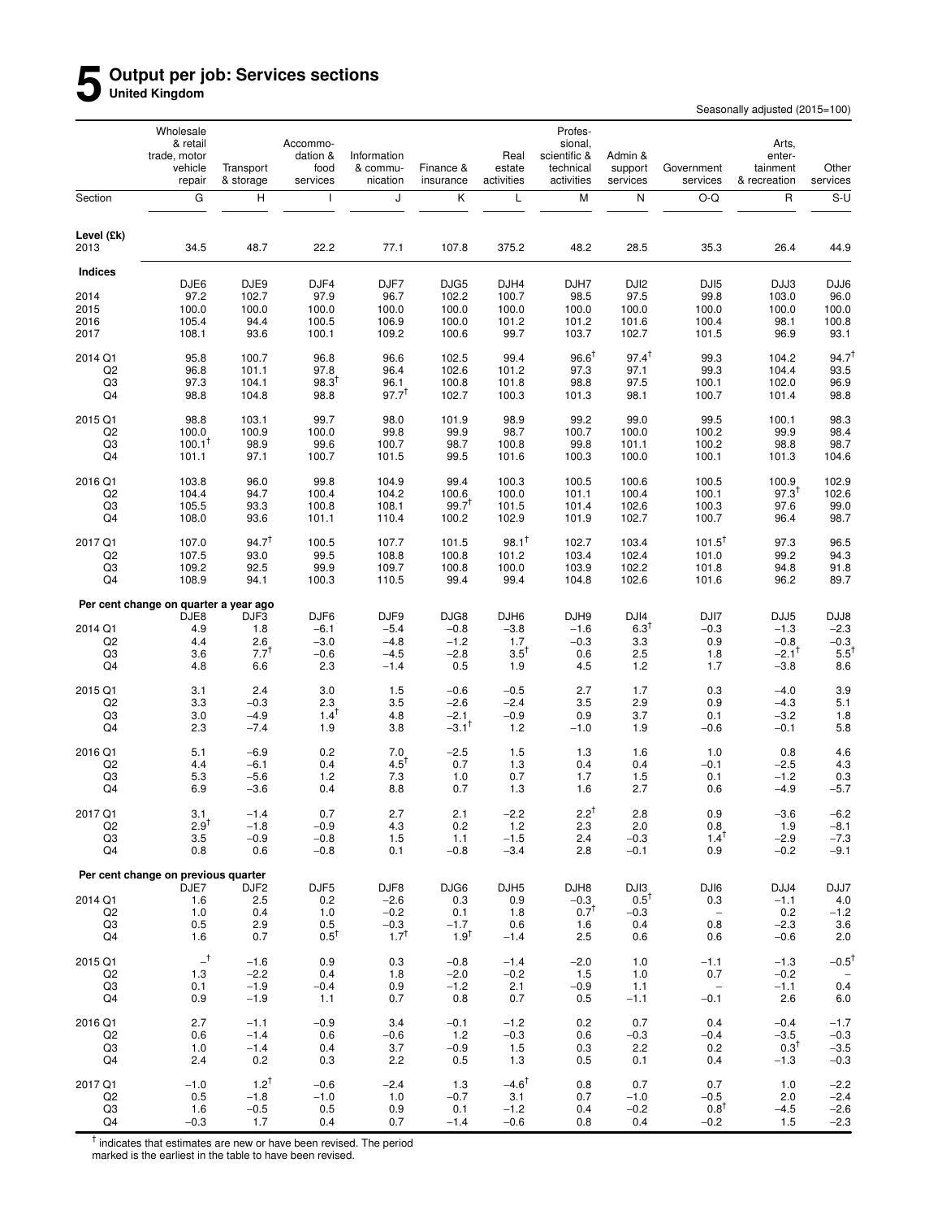# 5 Output per job: Services sections

**United Kingdom**

Seasonally adjusted (2015=100)

| | Wholesale & retail trade, motor vehicle repair | Transport & storage | Accommo-dation & food services | Information & commu-nication | Finance & insurance | Real estate activities | Profes-sional, scientific & technical activities | Admin & support services | Government services | Arts, enter-tainment & recreation | Other services |
|---|---|---|---|---|---|---|---|---|---|---|---|
| Section | G | H | I | J | K | L | M | N | O-Q | R | S-U |
| **Level (£k)** | | | | | | | | | | | |
| 2013 | 34.5 | 48.7 | 22.2 | 77.1 | 107.8 | 375.2 | 48.2 | 28.5 | 35.3 | 26.4 | 44.9 |
| **Indices** | | | | | | | | | | | |
| | DJE6 | DJE9 | DJF4 | DJF7 | DJG5 | DJH4 | DJH7 | DJI2 | DJI5 | DJJ3 | DJJ6 |
| 2014 | 97.2 | 102.7 | 97.9 | 96.7 | 102.2 | 100.7 | 98.5 | 97.5 | 99.8 | 103.0 | 96.0 |
| 2015 | 100.0 | 100.0 | 100.0 | 100.0 | 100.0 | 100.0 | 100.0 | 100.0 | 100.0 | 100.0 | 100.0 |
| 2016 | 105.4 | 94.4 | 100.5 | 106.9 | 100.0 | 101.2 | 101.2 | 101.6 | 100.4 | 98.1 | 100.8 |
| 2017 | 108.1 | 93.6 | 100.1 | 109.2 | 100.6 | 99.7 | 103.7 | 102.7 | 101.5 | 96.9 | 93.1 |
| 2014 Q1 | 95.8 | 100.7 | 96.8 | 96.6 | 102.5 | 99.4 | 96.6† | 97.4† | 99.3 | 104.2 | 94.7† |
| Q2 | 96.8 | 101.1 | 97.8 | 96.4 | 102.6 | 101.2 | 97.3 | 97.1 | 99.3 | 104.4 | 93.5 |
| Q3 | 97.3 | 104.1 | 98.3† | 96.1 | 100.8 | 101.8 | 98.8 | 97.5 | 100.1 | 102.0 | 96.9 |
| Q4 | 98.8 | 104.8 | 98.8 | 97.7† | 102.7 | 100.3 | 101.3 | 98.1 | 100.7 | 101.4 | 98.8 |
| 2015 Q1 | 98.8 | 103.1 | 99.7 | 98.0 | 101.9 | 98.9 | 99.2 | 99.0 | 99.5 | 100.1 | 98.3 |
| Q2 | 100.0 | 100.9 | 100.0 | 99.8 | 99.9 | 98.7 | 100.7 | 100.0 | 100.2 | 99.9 | 98.4 |
| Q3 | 100.1† | 98.9 | 99.6 | 100.7 | 98.7 | 100.8 | 99.8 | 101.1 | 100.2 | 98.8 | 98.7 |
| Q4 | 101.1 | 97.1 | 100.7 | 101.5 | 99.5 | 101.6 | 100.3 | 100.0 | 100.1 | 101.3 | 104.6 |
| 2016 Q1 | 103.8 | 96.0 | 99.8 | 104.9 | 99.4 | 100.3 | 100.5 | 100.6 | 100.5 | 100.9 | 102.9 |
| Q2 | 104.4 | 94.7 | 100.4 | 104.2 | 100.6 | 100.0 | 101.1 | 100.4 | 100.1 | 97.3† | 102.6 |
| Q3 | 105.5 | 93.3 | 100.8 | 108.1 | 99.7† | 101.5 | 101.4 | 102.6 | 100.3 | 97.6 | 99.0 |
| Q4 | 108.0 | 93.6 | 101.1 | 110.4 | 100.2 | 102.9 | 101.9 | 102.7 | 100.7 | 96.4 | 98.7 |
| 2017 Q1 | 107.0 | 94.7† | 100.5 | 107.7 | 101.5 | 98.1† | 102.7 | 103.4 | 101.5† | 97.3 | 96.5 |
| Q2 | 107.5 | 93.0 | 99.5 | 108.8 | 100.8 | 101.2 | 103.4 | 102.4 | 101.0 | 99.2 | 94.3 |
| Q3 | 109.2 | 92.5 | 99.9 | 109.7 | 100.8 | 100.0 | 103.9 | 102.2 | 101.8 | 94.8 | 91.8 |
| Q4 | 108.9 | 94.1 | 100.3 | 110.5 | 99.4 | 99.4 | 104.8 | 102.6 | 101.6 | 96.2 | 89.7 |
| **Per cent change on quarter a year ago** | | | | | | | | | | | |
| | DJE8 | DJF3 | DJF6 | DJF9 | DJG8 | DJH6 | DJH9 | DJI4 | DJI7 | DJJ5 | DJJ8 |
| 2014 Q1 | 4.9 | 1.8 | −6.1 | −5.4 | −0.8 | −3.8 | −1.6 | 6.3† | −0.3 | −1.3 | −2.3 |
| Q2 | 4.4 | 2.6 | −3.0 | −4.8 | −1.2 | 1.7 | −0.3 | 3.3 | 0.9 | −0.8 | −0.3 |
| Q3 | 3.6 | 7.7† | −0.6 | −4.5 | −2.8 | 3.5† | 0.6 | 2.5 | 1.8 | −2.1† | 5.5† |
| Q4 | 4.8 | 6.6 | 2.3 | −1.4 | 0.5 | 1.9 | 4.5 | 1.2 | 1.7 | −3.8 | 8.6 |
| 2015 Q1 | 3.1 | 2.4 | 3.0 | 1.5 | −0.6 | −0.5 | 2.7 | 1.7 | 0.3 | −4.0 | 3.9 |
| Q2 | 3.3 | −0.3 | 2.3 | 3.5 | −2.6 | −2.4 | 3.5 | 2.9 | 0.9 | −4.3 | 5.1 |
| Q3 | 3.0 | −4.9 | 1.4† | 4.8 | −2.1 | −0.9 | 0.9 | 3.7 | 0.1 | −3.2 | 1.8 |
| Q4 | 2.3 | −7.4 | 1.9 | 3.8 | −3.1† | 1.2 | −1.0 | 1.9 | −0.6 | −0.1 | 5.8 |
| 2016 Q1 | 5.1 | −6.9 | 0.2 | 7.0 | −2.5 | 1.5 | 1.3 | 1.6 | 1.0 | 0.8 | 4.6 |
| Q2 | 4.4 | −6.1 | 0.4 | 4.5† | 0.7 | 1.3 | 0.4 | 0.4 | −0.1 | −2.5 | 4.3 |
| Q3 | 5.3 | −5.6 | 1.2 | 7.3 | 1.0 | 0.7 | 1.7 | 1.5 | 0.1 | −1.2 | 0.3 |
| Q4 | 6.9 | −3.6 | 0.4 | 8.8 | 0.7 | 1.3 | 1.6 | 2.7 | 0.6 | −4.9 | −5.7 |
| 2017 Q1 | 3.1 | −1.4 | 0.7 | 2.7 | 2.1 | −2.2 | 2.2† | 2.8 | 0.9 | −3.6 | −6.2 |
| Q2 | 2.9† | −1.8 | −0.9 | 4.3 | 0.2 | 1.2 | 2.3 | 2.0 | 0.8 | 1.9 | −8.1 |
| Q3 | 3.5 | −0.9 | −0.8 | 1.5 | 1.1 | −1.5 | 2.4 | −0.3 | 1.4† | −2.9 | −7.3 |
| Q4 | 0.8 | 0.6 | −0.8 | 0.1 | −0.8 | −3.4 | 2.8 | −0.1 | 0.9 | −0.2 | −9.1 |
| **Per cent change on previous quarter** | | | | | | | | | | | |
| | DJE7 | DJF2 | DJF5 | DJF8 | DJG6 | DJH5 | DJH8 | DJI3 | DJI6 | DJJ4 | DJJ7 |
| 2014 Q1 | 1.6 | 2.5 | 0.2 | −2.6 | 0.3 | 0.9 | −0.3 | 0.5† | 0.3 | −1.1 | 4.0 |
| Q2 | 1.0 | 0.4 | 1.0 | −0.2 | 0.1 | 1.8 | 0.7† | −0.3 | – | 0.2 | −1.2 |
| Q3 | 0.5 | 2.9 | 0.5 | −0.3 | −1.7 | 0.6 | 1.6 | 0.4 | 0.8 | −2.3 | 3.6 |
| Q4 | 1.6 | 0.7 | 0.5† | 1.7† | 1.9† | −1.4 | 2.5 | 0.6 | 0.6 | −0.6 | 2.0 |
| 2015 Q1 | –† | −1.6 | 0.9 | 0.3 | −0.8 | −1.4 | −2.0 | 1.0 | −1.1 | −1.3 | −0.5† |
| Q2 | 1.3 | −2.2 | 0.4 | 1.8 | −2.0 | −0.2 | 1.5 | 1.0 | 0.7 | −0.2 | – |
| Q3 | 0.1 | −1.9 | −0.4 | 0.9 | −1.2 | 2.1 | −0.9 | 1.1 | – | −1.1 | 0.4 |
| Q4 | 0.9 | −1.9 | 1.1 | 0.7 | 0.8 | 0.7 | 0.5 | −1.1 | −0.1 | 2.6 | 6.0 |
| 2016 Q1 | 2.7 | −1.1 | −0.9 | 3.4 | −0.1 | −1.2 | 0.2 | 0.7 | 0.4 | −0.4 | −1.7 |
| Q2 | 0.6 | −1.4 | 0.6 | −0.6 | 1.2 | −0.3 | 0.6 | −0.3 | −0.4 | −3.5 | −0.3 |
| Q3 | 1.0 | −1.4 | 0.4 | 3.7 | −0.9 | 1.5 | 0.3 | 2.2 | 0.2 | 0.3† | −3.5 |
| Q4 | 2.4 | 0.2 | 0.3 | 2.2 | 0.5 | 1.3 | 0.5 | 0.1 | 0.4 | −1.3 | −0.3 |
| 2017 Q1 | −1.0 | 1.2† | −0.6 | −2.4 | 1.3 | −4.6† | 0.8 | 0.7 | 0.7 | 1.0 | −2.2 |
| Q2 | 0.5 | −1.8 | −1.0 | 1.0 | −0.7 | 3.1 | 0.7 | −1.0 | −0.5 | 2.0 | −2.4 |
| Q3 | 1.6 | −0.5 | 0.5 | 0.9 | 0.1 | −1.2 | 0.4 | −0.2 | 0.8† | −4.5 | −2.6 |
| Q4 | −0.3 | 1.7 | 0.4 | 0.7 | −1.4 | −0.6 | 0.8 | 0.4 | −0.2 | 1.5 | −2.3 |

† indicates that estimates are new or have been revised. The period marked is the earliest in the table to have been revised.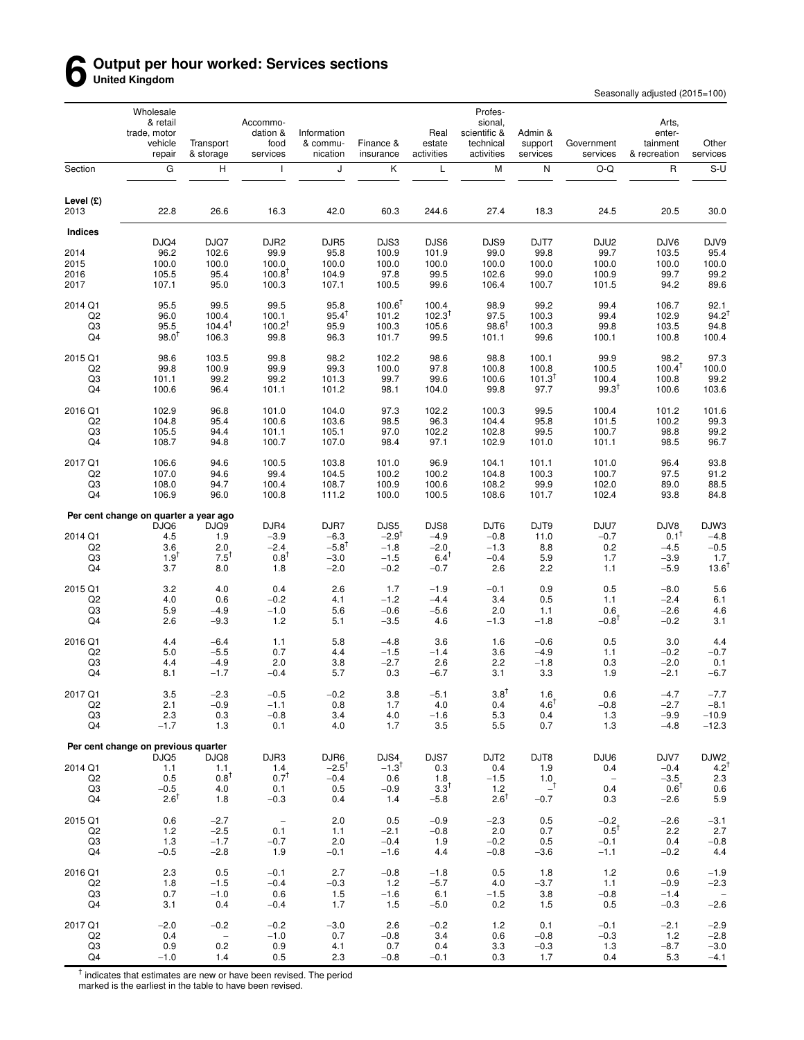# 6 Output per hour worked: Services sections

**United Kingdom**

Seasonally adjusted (2015=100)

| | Wholesale & retail trade, motor vehicle repair | Transport & storage | Accommodation & food services | Information & communication | Finance & insurance | Real estate activities | Professional, scientific & technical activities | Admin & support services | Government services | Arts, entertainment & recreation | Other services |
|---|---|---|---|---|---|---|---|---|---|---|---|
| Section | G | H | I | J | K | L | M | N | O-Q | R | S-U |
| **Level (£)** | | | | | | | | | | | |
| 2013 | 22.8 | 26.6 | 16.3 | 42.0 | 60.3 | 244.6 | 27.4 | 18.3 | 24.5 | 20.5 | 30.0 |
| **Indices** | | | | | | | | | | | |
| | DJQ4 | DJQ7 | DJR2 | DJR5 | DJS3 | DJS6 | DJS9 | DJT7 | DJU2 | DJV6 | DJV9 |
| 2014 | 96.2 | 102.6 | 99.9 | 95.8 | 100.9 | 101.9 | 99.0 | 99.8 | 99.7 | 103.5 | 95.4 |
| 2015 | 100.0 | 100.0 | 100.0 | 100.0 | 100.0 | 100.0 | 100.0 | 100.0 | 100.0 | 100.0 | 100.0 |
| 2016 | 105.5 | 95.4 | 100.8† | 104.9 | 97.8 | 99.5 | 102.6 | 99.0 | 100.9 | 99.7 | 99.2 |
| 2017 | 107.1 | 95.0 | 100.3 | 107.1 | 100.5 | 99.6 | 106.4 | 100.7 | 101.5 | 94.2 | 89.6 |
| 2014 Q1 | 95.5 | 99.5 | 99.5 | 95.8 | 100.6† | 100.4 | 98.9 | 99.2 | 99.4 | 106.7 | 92.1 |
| Q2 | 96.0 | 100.4 | 100.1 | 95.4† | 101.2 | 102.3† | 97.5 | 100.3 | 99.4 | 102.9 | 94.2† |
| Q3 | 95.5 | 104.4† | 100.2† | 95.9 | 100.3 | 105.6 | 98.6† | 100.3 | 99.8 | 103.5 | 94.8 |
| Q4 | 98.0† | 106.3 | 99.8 | 96.3 | 101.7 | 99.5 | 101.1 | 99.6 | 100.1 | 100.8 | 100.4 |
| 2015 Q1 | 98.6 | 103.5 | 99.8 | 98.2 | 102.2 | 98.6 | 98.8 | 100.1 | 99.9 | 98.2 | 97.3 |
| Q2 | 99.8 | 100.9 | 99.9 | 99.3 | 100.0 | 97.8 | 100.8 | 100.8 | 100.5 | 100.4† | 100.0 |
| Q3 | 101.1 | 99.2 | 99.2 | 101.3 | 99.7 | 99.6 | 100.6 | 101.3† | 100.4 | 100.8 | 99.2 |
| Q4 | 100.6 | 96.4 | 101.1 | 101.2 | 98.1 | 104.0 | 99.8 | 97.7 | 99.3† | 100.6 | 103.6 |
| 2016 Q1 | 102.9 | 96.8 | 101.0 | 104.0 | 97.3 | 102.2 | 100.3 | 99.5 | 100.4 | 101.2 | 101.6 |
| Q2 | 104.8 | 95.4 | 100.6 | 103.6 | 98.5 | 96.3 | 104.4 | 95.8 | 101.5 | 100.2 | 99.3 |
| Q3 | 105.5 | 94.4 | 101.1 | 105.1 | 97.0 | 102.2 | 102.8 | 99.5 | 100.7 | 98.8 | 99.2 |
| Q4 | 108.7 | 94.8 | 100.7 | 107.0 | 98.4 | 97.1 | 102.9 | 101.0 | 101.1 | 98.5 | 96.7 |
| 2017 Q1 | 106.6 | 94.6 | 100.5 | 103.8 | 101.0 | 96.9 | 104.1 | 101.1 | 101.0 | 96.4 | 93.8 |
| Q2 | 107.0 | 94.6 | 99.4 | 104.5 | 100.2 | 100.2 | 104.8 | 100.3 | 100.7 | 97.5 | 91.2 |
| Q3 | 108.0 | 94.7 | 100.4 | 108.7 | 100.9 | 100.6 | 108.2 | 99.9 | 102.0 | 89.0 | 88.5 |
| Q4 | 106.9 | 96.0 | 100.8 | 111.2 | 100.0 | 100.5 | 108.6 | 101.7 | 102.4 | 93.8 | 84.8 |
| **Per cent change on quarter a year ago** | | | | | | | | | | | |
| | DJQ6 | DJQ9 | DJR4 | DJR7 | DJS5 | DJS8 | DJT6 | DJT9 | DJU7 | DJV8 | DJW3 |
| 2014 Q1 | 4.5 | 1.9 | −3.9 | −6.3 | −2.9† | −4.9 | −0.8 | 11.0 | −0.7 | 0.1† | −4.8 |
| Q2 | 3.6 | 2.0 | −2.4 | −5.8† | −1.8 | −2.0 | −1.3 | 8.8 | 0.2 | −4.5 | −0.5 |
| Q3 | 1.9† | 7.5† | 0.8† | −3.0 | −1.5 | 6.4† | −0.4 | 5.9 | 1.7 | −3.9 | 1.7 |
| Q4 | 3.7 | 8.0 | 1.8 | −2.0 | −0.2 | −0.7 | 2.6 | 2.2 | 1.1 | −5.9 | 13.6† |
| 2015 Q1 | 3.2 | 4.0 | 0.4 | 2.6 | 1.7 | −1.9 | −0.1 | 0.9 | 0.5 | −8.0 | 5.6 |
| Q2 | 4.0 | 0.6 | −0.2 | 4.1 | −1.2 | −4.4 | 3.4 | 0.5 | 1.1 | −2.4 | 6.1 |
| Q3 | 5.9 | −4.9 | −1.0 | 5.6 | −0.6 | −5.6 | 2.0 | 1.1 | 0.6 | −2.6 | 4.6 |
| Q4 | 2.6 | −9.3 | 1.2 | 5.1 | −3.5 | 4.6 | −1.3 | −1.8 | −0.8† | −0.2 | 3.1 |
| 2016 Q1 | 4.4 | −6.4 | 1.1 | 5.8 | −4.8 | 3.6 | 1.6 | −0.6 | 0.5 | 3.0 | 4.4 |
| Q2 | 5.0 | −5.5 | 0.7 | 4.4 | −1.5 | −1.4 | 3.6 | −4.9 | 1.1 | −0.2 | −0.7 |
| Q3 | 4.4 | −4.9 | 2.0 | 3.8 | −2.7 | 2.6 | 2.2 | −1.8 | 0.3 | −2.0 | 0.1 |
| Q4 | 8.1 | −1.7 | −0.4 | 5.7 | 0.3 | −6.7 | 3.1 | 3.3 | 1.9 | −2.1 | −6.7 |
| 2017 Q1 | 3.5 | −2.3 | −0.5 | −0.2 | 3.8 | −5.1 | 3.8† | 1.6 | 0.6 | −4.7 | −7.7 |
| Q2 | 2.1 | −0.9 | −1.1 | 0.8 | 1.7 | 4.0 | 0.4 | 4.6† | −0.8 | −2.7 | −8.1 |
| Q3 | 2.3 | 0.3 | −0.8 | 3.4 | 4.0 | −1.6 | 5.3 | 0.4 | 1.3 | −9.9 | −10.9 |
| Q4 | −1.7 | 1.3 | 0.1 | 4.0 | 1.7 | 3.5 | 5.5 | 0.7 | 1.3 | −4.8 | −12.3 |
| **Per cent change on previous quarter** | | | | | | | | | | | |
| | DJQ5 | DJQ8 | DJR3 | DJR6 | DJS4 | DJS7 | DJT2 | DJT8 | DJU6 | DJV7 | DJW2 |
| 2014 Q1 | 1.1 | 1.1 | 1.4 | −2.5† | −1.3† | 0.3 | 0.4 | 1.9 | 0.4 | −0.4 | 4.2† |
| Q2 | 0.5 | 0.8† | 0.7† | −0.4 | 0.6 | 1.8 | −1.5 | 1.0 | – | −3.5 | 2.3 |
| Q3 | −0.5 | 4.0 | 0.1 | 0.5 | −0.9 | 3.3† | 1.2 | –† | 0.4 | 0.6† | 0.6 |
| Q4 | 2.6† | 1.8 | −0.3 | 0.4 | 1.4 | −5.8 | 2.6† | −0.7 | 0.3 | −2.6 | 5.9 |
| 2015 Q1 | 0.6 | −2.7 | – | 2.0 | 0.5 | −0.9 | −2.3 | 0.5 | −0.2 | −2.6 | −3.1 |
| Q2 | 1.2 | −2.5 | 0.1 | 1.1 | −2.1 | −0.8 | 2.0 | 0.7 | 0.5† | 2.2 | 2.7 |
| Q3 | 1.3 | −1.7 | −0.7 | 2.0 | −0.4 | 1.9 | −0.2 | 0.5 | −0.1 | 0.4 | −0.8 |
| Q4 | −0.5 | −2.8 | 1.9 | −0.1 | −1.6 | 4.4 | −0.8 | −3.6 | −1.1 | −0.2 | 4.4 |
| 2016 Q1 | 2.3 | 0.5 | −0.1 | 2.7 | −0.8 | −1.8 | 0.5 | 1.8 | 1.2 | 0.6 | −1.9 |
| Q2 | 1.8 | −1.5 | −0.4 | −0.3 | 1.2 | −5.7 | 4.0 | −3.7 | 1.1 | −0.9 | −2.3 |
| Q3 | 0.7 | −1.0 | 0.6 | 1.5 | −1.6 | 6.1 | −1.5 | 3.8 | −0.8 | −1.4 | – |
| Q4 | 3.1 | 0.4 | −0.4 | 1.7 | 1.5 | −5.0 | 0.2 | 1.5 | 0.5 | −0.3 | −2.6 |
| 2017 Q1 | −2.0 | −0.2 | −0.2 | −3.0 | 2.6 | −0.2 | 1.2 | 0.1 | −0.1 | −2.1 | −2.9 |
| Q2 | 0.4 | – | −1.0 | 0.7 | −0.8 | 3.4 | 0.6 | −0.8 | −0.3 | 1.2 | −2.8 |
| Q3 | 0.9 | 0.2 | 0.9 | 4.1 | 0.7 | 0.4 | 3.3 | −0.3 | 1.3 | −8.7 | −3.0 |
| Q4 | −1.0 | 1.4 | 0.5 | 2.3 | −0.8 | −0.1 | 0.3 | 1.7 | 0.4 | 5.3 | −4.1 |

† indicates that estimates are new or have been revised. The period marked is the earliest in the table to have been revised.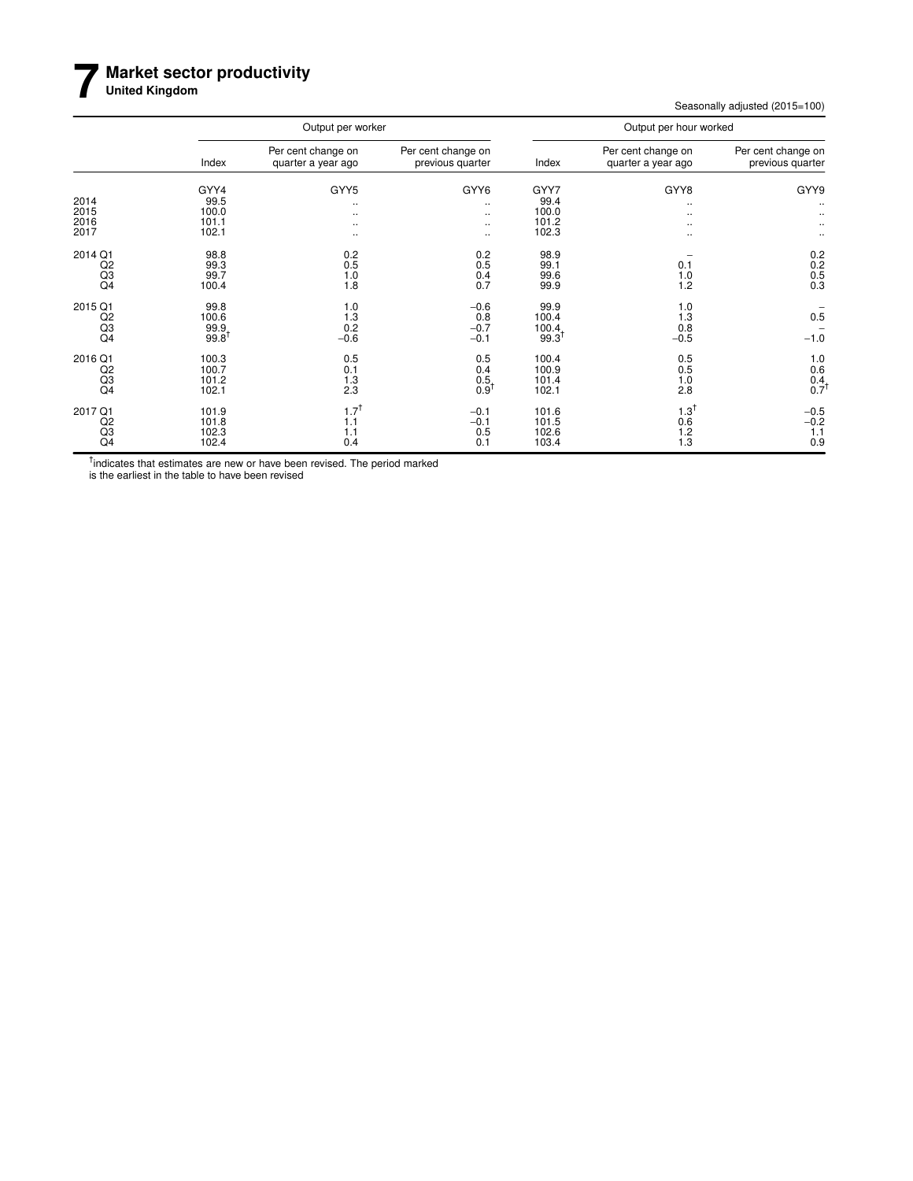# 7 Market sector productivity

**United Kingdom**

Seasonally adjusted (2015=100)

| | Output per worker | | | Output per hour worked | | |
|---|---|---|---|---|---|---|
| | Index | Per cent change on quarter a year ago | Per cent change on previous quarter | Index | Per cent change on quarter a year ago | Per cent change on previous quarter |
| | GYY4 | GYY5 | GYY6 | GYY7 | GYY8 | GYY9 |
| 2014 | 99.5 | .. | .. | 99.4 | .. | .. |
| 2015 | 100.0 | .. | .. | 100.0 | .. | .. |
| 2016 | 101.1 | .. | .. | 101.2 | .. | .. |
| 2017 | 102.1 | .. | .. | 102.3 | .. | .. |
| 2014 Q1 | 98.8 | 0.2 | 0.2 | 98.9 | – | 0.2 |
| Q2 | 99.3 | 0.5 | 0.5 | 99.1 | 0.1 | 0.2 |
| Q3 | 99.7 | 1.0 | 0.4 | 99.6 | 1.0 | 0.5 |
| Q4 | 100.4 | 1.8 | 0.7 | 99.9 | 1.2 | 0.3 |
| 2015 Q1 | 99.8 | 1.0 | –0.6 | 99.9 | 1.0 | – |
| Q2 | 100.6 | 1.3 | 0.8 | 100.4 | 1.3 | 0.5 |
| Q3 | 99.9 | 0.2 | –0.7 | 100.4 | 0.8 | – |
| Q4 | 99.8† | –0.6 | –0.1 | 99.3† | –0.5 | –1.0 |
| 2016 Q1 | 100.3 | 0.5 | 0.5 | 100.4 | 0.5 | 1.0 |
| Q2 | 100.7 | 0.1 | 0.4 | 100.9 | 0.5 | 0.6 |
| Q3 | 101.2 | 1.3 | 0.5 | 101.4 | 1.0 | 0.4 |
| Q4 | 102.1 | 2.3 | 0.9† | 102.1 | 2.8 | 0.7† |
| 2017 Q1 | 101.9 | 1.7† | –0.1 | 101.6 | 1.3† | –0.5 |
| Q2 | 101.8 | 1.1 | –0.1 | 101.5 | 0.6 | –0.2 |
| Q3 | 102.3 | 1.1 | 0.5 | 102.6 | 1.2 | 1.1 |
| Q4 | 102.4 | 0.4 | 0.1 | 103.4 | 1.3 | 0.9 |

† indicates that estimates are new or have been revised. The period marked is the earliest in the table to have been revised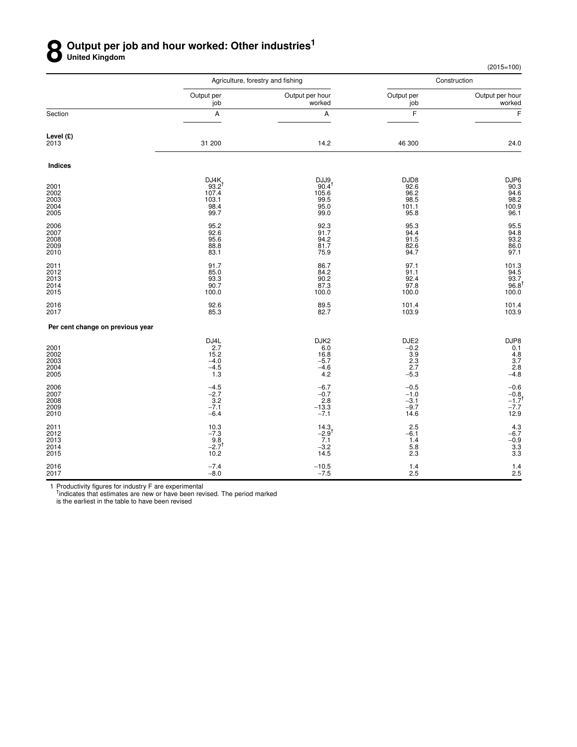# 8 Output per job and hour worked: Other industries[1]

**United Kingdom**

(2015=100)

| | Agriculture, forestry and fishing | | Construction | |
|---|---|---|---|---|
| | Output per job | Output per hour worked | Output per job | Output per hour worked |
| Section | A | A | F | F |
| **Level (£)** | | | | |
| 2013 | 31 200 | 14.2 | 46 300 | 24.0 |
| **Indices** | | | | |
| | DJ4K | DJJ9 | DJD8 | DJP6 |
| 2001 | 93.2† | 90.4† | 92.6 | 90.3 |
| 2002 | 107.4 | 105.6 | 96.2 | 94.6 |
| 2003 | 103.1 | 99.5 | 98.5 | 98.2 |
| 2004 | 98.4 | 95.0 | 101.1 | 100.9 |
| 2005 | 99.7 | 99.0 | 95.8 | 96.1 |
| 2006 | 95.2 | 92.3 | 95.3 | 95.5 |
| 2007 | 92.6 | 91.7 | 94.4 | 94.8 |
| 2008 | 95.6 | 94.2 | 91.5 | 93.2 |
| 2009 | 88.8 | 81.7 | 82.6 | 86.0 |
| 2010 | 83.1 | 75.9 | 94.7 | 97.1 |
| 2011 | 91.7 | 86.7 | 97.1 | 101.3 |
| 2012 | 85.0 | 84.2 | 91.1 | 94.5 |
| 2013 | 93.3 | 90.2 | 92.4 | 93.7 |
| 2014 | 90.7 | 87.3 | 97.8 | 96.8† |
| 2015 | 100.0 | 100.0 | 100.0 | 100.0 |
| 2016 | 92.6 | 89.5 | 101.4 | 101.4 |
| 2017 | 85.3 | 82.7 | 103.9 | 103.9 |
| **Per cent change on previous year** | | | | |
| | DJ4L | DJK2 | DJE2 | DJP8 |
| 2001 | 2.7 | 6.0 | −0.2 | 0.1 |
| 2002 | 15.2 | 16.8 | 3.9 | 4.8 |
| 2003 | −4.0 | −5.7 | 2.3 | 3.7 |
| 2004 | −4.5 | −4.6 | 2.7 | 2.8 |
| 2005 | 1.3 | 4.2 | −5.3 | −4.8 |
| 2006 | −4.5 | −6.7 | −0.5 | −0.6 |
| 2007 | −2.7 | −0.7 | −1.0 | −0.8 |
| 2008 | 3.2 | 2.8 | −3.1 | −1.7† |
| 2009 | −7.1 | −13.3 | −9.7 | −7.7 |
| 2010 | −6.4 | −7.1 | 14.6 | 12.9 |
| 2011 | 10.3 | 14.3 | 2.5 | 4.3 |
| 2012 | −7.3 | −2.9† | −6.1 | −6.7 |
| 2013 | 9.8 | 7.1 | 1.4 | −0.9 |
| 2014 | −2.7† | −3.2 | 5.8 | 3.3 |
| 2015 | 10.2 | 14.5 | 2.3 | 3.3 |
| 2016 | −7.4 | −10.5 | 1.4 | 1.4 |
| 2017 | −8.0 | −7.5 | 2.5 | 2.5 |

1 Productivity figures for industry F are experimental

† indicates that estimates are new or have been revised. The period marked is the earliest in the table to have been revised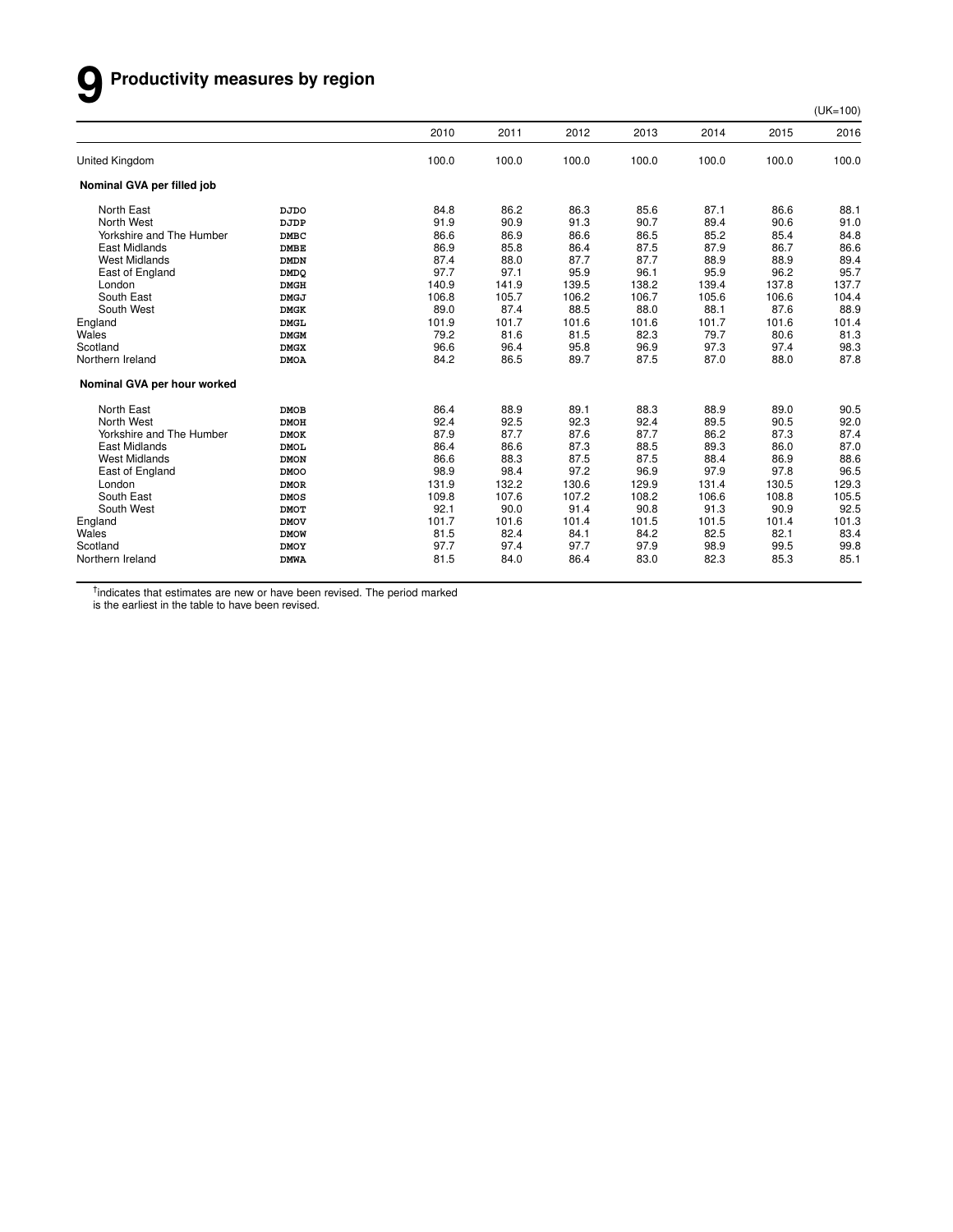# 9 Productivity measures by region

(UK=100)

| | | 2010 | 2011 | 2012 | 2013 | 2014 | 2015 | 2016 |
|---|---|---|---|---|---|---|---|---|
| United Kingdom | | 100.0 | 100.0 | 100.0 | 100.0 | 100.0 | 100.0 | 100.0 |
| **Nominal GVA per filled job** | | | | | | | | |
| North East | DJDO | 84.8 | 86.2 | 86.3 | 85.6 | 87.1 | 86.6 | 88.1 |
| North West | DJDP | 91.9 | 90.9 | 91.3 | 90.7 | 89.4 | 90.6 | 91.0 |
| Yorkshire and The Humber | DMBC | 86.6 | 86.9 | 86.6 | 86.5 | 85.2 | 85.4 | 84.8 |
| East Midlands | DMBE | 86.9 | 85.8 | 86.4 | 87.5 | 87.9 | 86.7 | 86.6 |
| West Midlands | DMDN | 87.4 | 88.0 | 87.7 | 87.7 | 88.9 | 88.9 | 89.4 |
| East of England | DMDQ | 97.7 | 97.1 | 95.9 | 96.1 | 95.9 | 96.2 | 95.7 |
| London | DMGH | 140.9 | 141.9 | 139.5 | 138.2 | 139.4 | 137.8 | 137.7 |
| South East | DMGJ | 106.8 | 105.7 | 106.2 | 106.7 | 105.6 | 106.6 | 104.4 |
| South West | DMGK | 89.0 | 87.4 | 88.5 | 88.0 | 88.1 | 87.6 | 88.9 |
| England | DMGL | 101.9 | 101.7 | 101.6 | 101.6 | 101.7 | 101.6 | 101.4 |
| Wales | DMGM | 79.2 | 81.6 | 81.5 | 82.3 | 79.7 | 80.6 | 81.3 |
| Scotland | DMGX | 96.6 | 96.4 | 95.8 | 96.9 | 97.3 | 97.4 | 98.3 |
| Northern Ireland | DMOA | 84.2 | 86.5 | 89.7 | 87.5 | 87.0 | 88.0 | 87.8 |
| **Nominal GVA per hour worked** | | | | | | | | |
| North East | DMOB | 86.4 | 88.9 | 89.1 | 88.3 | 88.9 | 89.0 | 90.5 |
| North West | DMOH | 92.4 | 92.5 | 92.3 | 92.4 | 89.5 | 90.5 | 92.0 |
| Yorkshire and The Humber | DMOK | 87.9 | 87.7 | 87.6 | 87.7 | 86.2 | 87.3 | 87.4 |
| East Midlands | DMOL | 86.4 | 86.6 | 87.3 | 88.5 | 89.3 | 86.0 | 87.0 |
| West Midlands | DMON | 86.6 | 88.3 | 87.5 | 87.5 | 88.4 | 86.9 | 88.6 |
| East of England | DMOO | 98.9 | 98.4 | 97.2 | 96.9 | 97.9 | 97.8 | 96.5 |
| London | DMOR | 131.9 | 132.2 | 130.6 | 129.9 | 131.4 | 130.5 | 129.3 |
| South East | DMOS | 109.8 | 107.6 | 107.2 | 108.2 | 106.6 | 108.8 | 105.5 |
| South West | DMOT | 92.1 | 90.0 | 91.4 | 90.8 | 91.3 | 90.9 | 92.5 |
| England | DMOV | 101.7 | 101.6 | 101.4 | 101.5 | 101.5 | 101.4 | 101.3 |
| Wales | DMOW | 81.5 | 82.4 | 84.1 | 84.2 | 82.5 | 82.1 | 83.4 |
| Scotland | DMOY | 97.7 | 97.4 | 97.7 | 97.9 | 98.9 | 99.5 | 99.8 |
| Northern Ireland | DMWA | 81.5 | 84.0 | 86.4 | 83.0 | 82.3 | 85.3 | 85.1 |

† indicates that estimates are new or have been revised. The period marked is the earliest in the table to have been revised.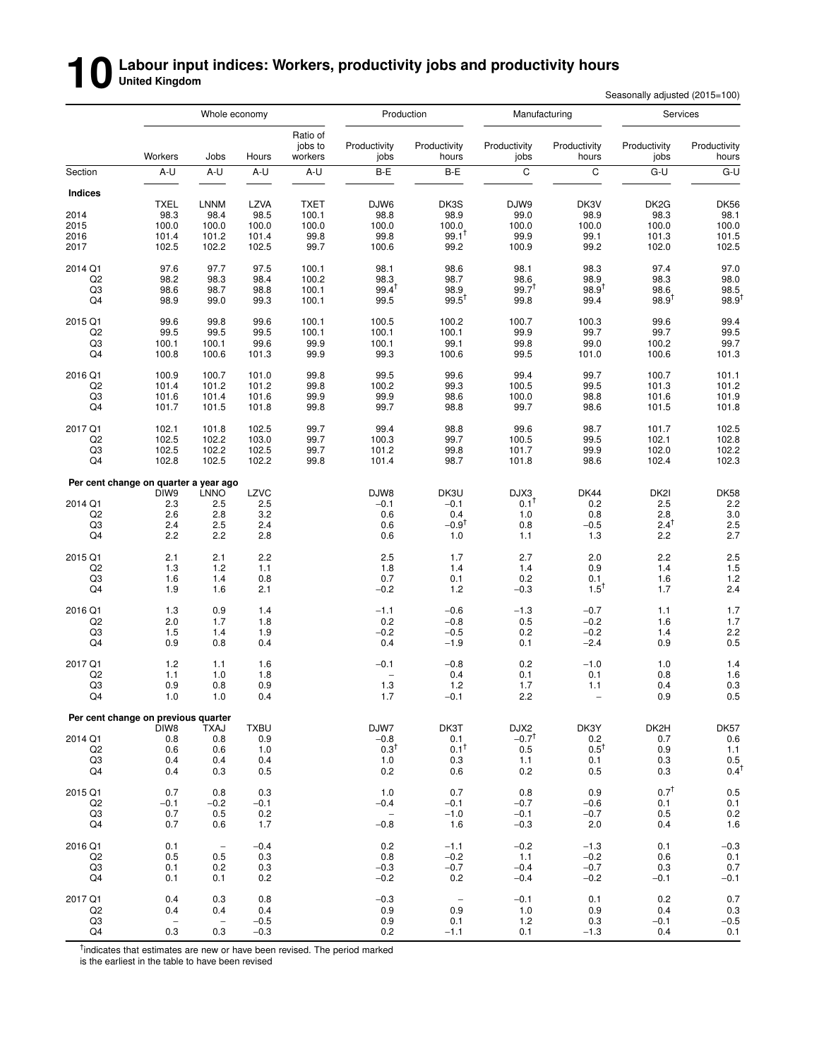# 10 Labour input indices: Workers, productivity jobs and productivity hours

**United Kingdom**

Seasonally adjusted (2015=100)

| | Whole economy | | | | Production | | Manufacturing | | Services | |
|---|---|---|---|---|---|---|---|---|---|---|
| | Workers | Jobs | Hours | Ratio of jobs to workers | Productivity jobs | Productivity hours | Productivity jobs | Productivity hours | Productivity jobs | Productivity hours |
| Section | A-U | A-U | A-U | A-U | B-E | B-E | C | C | G-U | G-U |
| **Indices** | | | | | | | | | | |
| | TXEL | LNNM | LZVA | TXET | DJW6 | DK3S | DJW9 | DK3V | DK2G | DK56 |
| 2014 | 98.3 | 98.4 | 98.5 | 100.1 | 98.8 | 98.9 | 99.0 | 98.9 | 98.3 | 98.1 |
| 2015 | 100.0 | 100.0 | 100.0 | 100.0 | 100.0 | 100.0 | 100.0 | 100.0 | 100.0 | 100.0 |
| 2016 | 101.4 | 101.2 | 101.4 | 99.8 | 99.8 | 99.1† | 99.9 | 99.1 | 101.3 | 101.5 |
| 2017 | 102.5 | 102.2 | 102.5 | 99.7 | 100.6 | 99.2 | 100.9 | 99.2 | 102.0 | 102.5 |
| 2014 Q1 | 97.6 | 97.7 | 97.5 | 100.1 | 98.1 | 98.6 | 98.1 | 98.3 | 97.4 | 97.0 |
| Q2 | 98.2 | 98.3 | 98.4 | 100.2 | 98.3 | 98.7 | 98.6 | 98.9 | 98.3 | 98.0 |
| Q3 | 98.6 | 98.7 | 98.8 | 100.1 | 99.4† | 98.9 | 99.7† | 98.9† | 98.6 | 98.5 |
| Q4 | 98.9 | 99.0 | 99.3 | 100.1 | 99.5 | 99.5† | 99.8 | 99.4 | 98.9† | 98.9† |
| 2015 Q1 | 99.6 | 99.8 | 99.6 | 100.1 | 100.5 | 100.2 | 100.7 | 100.3 | 99.6 | 99.4 |
| Q2 | 99.5 | 99.5 | 99.5 | 100.1 | 100.1 | 100.1 | 99.9 | 99.7 | 99.7 | 99.5 |
| Q3 | 100.1 | 100.1 | 99.6 | 99.9 | 100.1 | 99.1 | 99.8 | 99.0 | 100.2 | 99.7 |
| Q4 | 100.8 | 100.6 | 101.3 | 99.9 | 99.3 | 100.6 | 99.5 | 101.0 | 100.6 | 101.3 |
| 2016 Q1 | 100.9 | 100.7 | 101.0 | 99.8 | 99.5 | 99.6 | 99.4 | 99.7 | 100.7 | 101.1 |
| Q2 | 101.4 | 101.2 | 101.2 | 99.8 | 100.2 | 99.3 | 100.5 | 99.5 | 101.3 | 101.2 |
| Q3 | 101.6 | 101.4 | 101.6 | 99.9 | 99.9 | 98.6 | 100.0 | 98.8 | 101.6 | 101.9 |
| Q4 | 101.7 | 101.5 | 101.8 | 99.8 | 99.7 | 98.8 | 99.7 | 98.6 | 101.5 | 101.8 |
| 2017 Q1 | 102.1 | 101.8 | 102.5 | 99.7 | 99.4 | 98.8 | 99.6 | 98.7 | 101.7 | 102.5 |
| Q2 | 102.5 | 102.2 | 103.0 | 99.7 | 100.3 | 99.7 | 100.5 | 99.5 | 102.1 | 102.8 |
| Q3 | 102.5 | 102.2 | 102.5 | 99.7 | 101.2 | 99.8 | 101.7 | 99.9 | 102.0 | 102.2 |
| Q4 | 102.8 | 102.5 | 102.2 | 99.8 | 101.4 | 98.7 | 101.8 | 98.6 | 102.4 | 102.3 |
| **Per cent change on quarter a year ago** | | | | | | | | | | |
| | DIW9 | LNNO | LZVC | | DJW8 | DK3U | DJX3 | DK44 | DK2I | DK58 |
| 2014 Q1 | 2.3 | 2.5 | 2.5 | | −0.1 | −0.1 | 0.1† | 0.2 | 2.5 | 2.2 |
| Q2 | 2.6 | 2.8 | 3.2 | | 0.6 | 0.4 | 1.0 | 0.8 | 2.8 | 3.0 |
| Q3 | 2.4 | 2.5 | 2.4 | | 0.6 | −0.9† | 0.8 | −0.5 | 2.4† | 2.5 |
| Q4 | 2.2 | 2.2 | 2.8 | | 0.6 | 1.0 | 1.1 | 1.3 | 2.2 | 2.7 |
| 2015 Q1 | 2.1 | 2.1 | 2.2 | | 2.5 | 1.7 | 2.7 | 2.0 | 2.2 | 2.5 |
| Q2 | 1.3 | 1.2 | 1.1 | | 1.8 | 1.4 | 1.4 | 0.9 | 1.4 | 1.5 |
| Q3 | 1.6 | 1.4 | 0.8 | | 0.7 | 0.1 | 0.2 | 0.1 | 1.6 | 1.2 |
| Q4 | 1.9 | 1.6 | 2.1 | | −0.2 | 1.2 | −0.3 | 1.5† | 1.7 | 2.4 |
| 2016 Q1 | 1.3 | 0.9 | 1.4 | | −1.1 | −0.6 | −1.3 | −0.7 | 1.1 | 1.7 |
| Q2 | 2.0 | 1.7 | 1.8 | | 0.2 | −0.8 | 0.5 | −0.2 | 1.6 | 1.7 |
| Q3 | 1.5 | 1.4 | 1.9 | | −0.2 | −0.5 | 0.2 | −0.2 | 1.4 | 2.2 |
| Q4 | 0.9 | 0.8 | 0.4 | | 0.4 | −1.9 | 0.1 | −2.4 | 0.9 | 0.5 |
| 2017 Q1 | 1.2 | 1.1 | 1.6 | | −0.1 | −0.8 | 0.2 | −1.0 | 1.0 | 1.4 |
| Q2 | 1.1 | 1.0 | 1.8 | | – | 0.4 | 0.1 | 0.1 | 0.8 | 1.6 |
| Q3 | 0.9 | 0.8 | 0.9 | | 1.3 | 1.2 | 1.7 | 1.1 | 0.4 | 0.3 |
| Q4 | 1.0 | 1.0 | 0.4 | | 1.7 | −0.1 | 2.2 | – | 0.9 | 0.5 |
| **Per cent change on previous quarter** | | | | | | | | | | |
| | DIW8 | TXAJ | TXBU | | DJW7 | DK3T | DJX2 | DK3Y | DK2H | DK57 |
| 2014 Q1 | 0.8 | 0.8 | 0.9 | | −0.8 | 0.1 | −0.7† | 0.2 | 0.7 | 0.6 |
| Q2 | 0.6 | 0.6 | 1.0 | | 0.3† | 0.1† | 0.5 | 0.5† | 0.9 | 1.1 |
| Q3 | 0.4 | 0.4 | 0.4 | | 1.0 | 0.3 | 1.1 | 0.1 | 0.3 | 0.5 |
| Q4 | 0.4 | 0.3 | 0.5 | | 0.2 | 0.6 | 0.2 | 0.5 | 0.3 | 0.4† |
| 2015 Q1 | 0.7 | 0.8 | 0.3 | | 1.0 | 0.7 | 0.8 | 0.9 | 0.7† | 0.5 |
| Q2 | −0.1 | −0.2 | −0.1 | | −0.4 | −0.1 | −0.7 | −0.6 | 0.1 | 0.1 |
| Q3 | 0.7 | 0.5 | 0.2 | | – | −1.0 | −0.1 | −0.7 | 0.5 | 0.2 |
| Q4 | 0.7 | 0.6 | 1.7 | | −0.8 | 1.6 | −0.3 | 2.0 | 0.4 | 1.6 |
| 2016 Q1 | 0.1 | – | −0.4 | | 0.2 | −1.1 | −0.2 | −1.3 | 0.1 | −0.3 |
| Q2 | 0.5 | 0.5 | 0.3 | | 0.8 | −0.2 | 1.1 | −0.2 | 0.6 | 0.1 |
| Q3 | 0.1 | 0.2 | 0.3 | | −0.3 | −0.7 | −0.4 | −0.7 | 0.3 | 0.7 |
| Q4 | 0.1 | 0.1 | 0.2 | | −0.2 | 0.2 | −0.4 | −0.2 | −0.1 | −0.1 |
| 2017 Q1 | 0.4 | 0.3 | 0.8 | | −0.3 | – | −0.1 | 0.1 | 0.2 | 0.7 |
| Q2 | 0.4 | 0.4 | 0.4 | | 0.9 | 0.9 | 1.0 | 0.9 | 0.4 | 0.3 |
| Q3 | – | – | −0.5 | | 0.9 | 0.1 | 1.2 | 0.3 | −0.1 | −0.5 |
| Q4 | 0.3 | 0.3 | −0.3 | | 0.2 | −1.1 | 0.1 | −1.3 | 0.4 | 0.1 |

† indicates that estimates are new or have been revised. The period marked is the earliest in the table to have been revised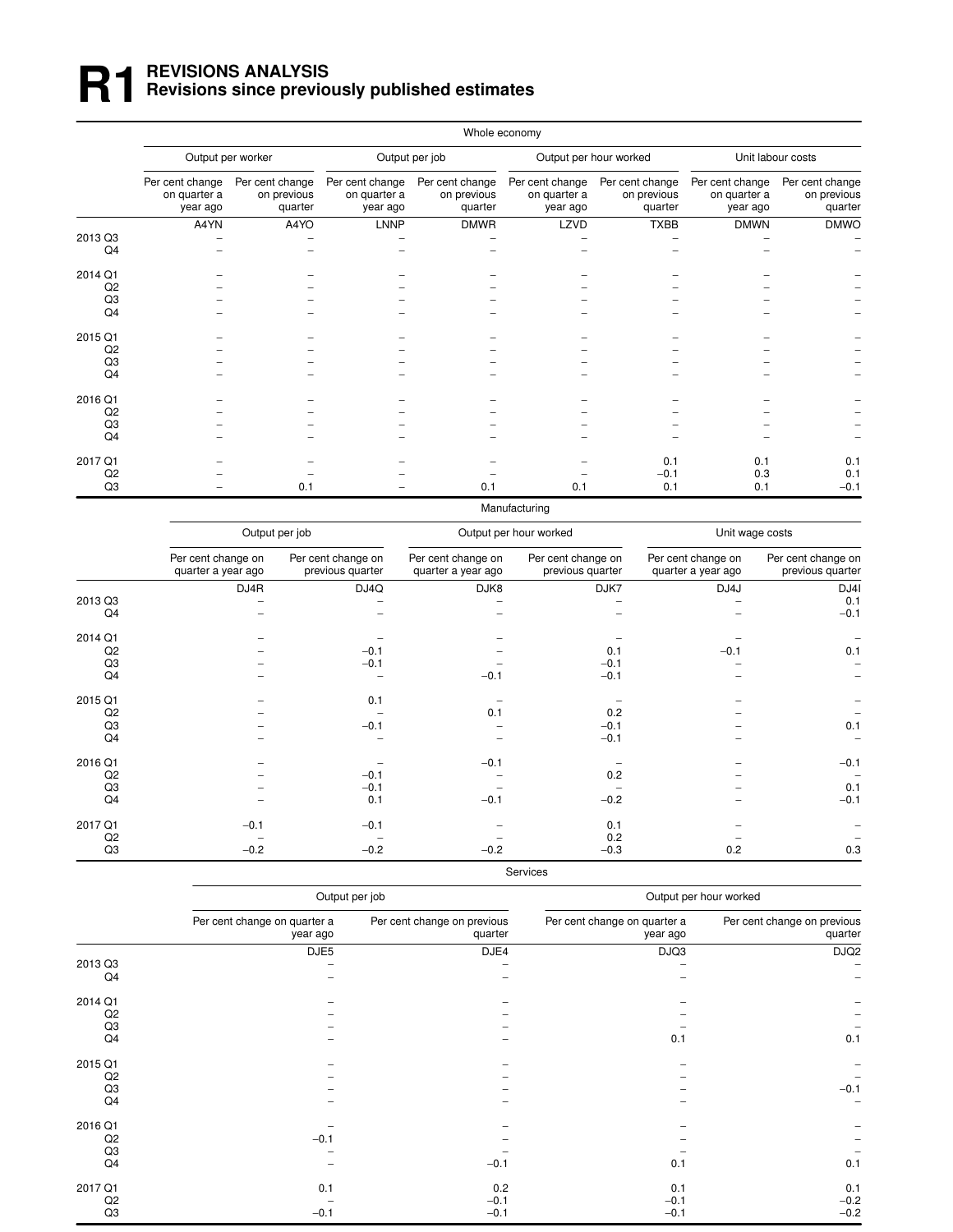# R1 REVISIONS ANALYSIS
## Revisions since previously published estimates

| | Whole economy | | | | | | | |
|---|---|---|---|---|---|---|---|---|
| | Output per worker | | Output per job | | Output per hour worked | | Unit labour costs | |
| | Per cent change on quarter a year ago | Per cent change on previous quarter | Per cent change on quarter a year ago | Per cent change on previous quarter | Per cent change on quarter a year ago | Per cent change on previous quarter | Per cent change on quarter a year ago | Per cent change on previous quarter |
| | A4YN | A4YO | LNNP | DMWR | LZVD | TXBB | DMWN | DMWO |
| 2013 Q3 | – | – | – | – | – | – | – | – |
| Q4 | – | – | – | – | – | – | – | – |
| 2014 Q1 | – | – | – | – | – | – | – | – |
| Q2 | – | – | – | – | – | – | – | – |
| Q3 | – | – | – | – | – | – | – | – |
| Q4 | – | – | – | – | – | – | – | – |
| 2015 Q1 | – | – | – | – | – | – | – | – |
| Q2 | – | – | – | – | – | – | – | – |
| Q3 | – | – | – | – | – | – | – | – |
| Q4 | – | – | – | – | – | – | – | – |
| 2016 Q1 | – | – | – | – | – | – | – | – |
| Q2 | – | – | – | – | – | – | – | – |
| Q3 | – | – | – | – | – | – | – | – |
| Q4 | – | – | – | – | – | – | – | – |
| 2017 Q1 | – | – | – | – | – | 0.1 | 0.1 | 0.1 |
| Q2 | – | – | – | – | – | –0.1 | 0.3 | 0.1 |
| Q3 | – | 0.1 | – | 0.1 | 0.1 | 0.1 | 0.1 | –0.1 |

| | Manufacturing | | | | | |
|---|---|---|---|---|---|---|
| | Output per job | | Output per hour worked | | Unit wage costs | |
| | Per cent change on quarter a year ago | Per cent change on previous quarter | Per cent change on quarter a year ago | Per cent change on previous quarter | Per cent change on quarter a year ago | Per cent change on previous quarter |
| | DJ4R | DJ4Q | DJK8 | DJK7 | DJ4J | DJ4I |
| 2013 Q3 | – | – | – | – | – | 0.1 |
| Q4 | – | – | – | – | – | –0.1 |
| 2014 Q1 | – | – | – | – | – | – |
| Q2 | – | –0.1 | – | 0.1 | –0.1 | 0.1 |
| Q3 | – | –0.1 | – | –0.1 | – | – |
| Q4 | – | – | –0.1 | –0.1 | – | – |
| 2015 Q1 | – | 0.1 | – | – | – | – |
| Q2 | – | – | 0.1 | 0.2 | – | – |
| Q3 | – | –0.1 | – | –0.1 | – | 0.1 |
| Q4 | – | – | – | –0.1 | – | – |
| 2016 Q1 | – | – | –0.1 | – | – | –0.1 |
| Q2 | – | –0.1 | – | 0.2 | – | – |
| Q3 | – | –0.1 | – | – | – | 0.1 |
| Q4 | – | 0.1 | –0.1 | –0.2 | – | –0.1 |
| 2017 Q1 | –0.1 | –0.1 | – | 0.1 | – | – |
| Q2 | – | – | – | 0.2 | – | – |
| Q3 | –0.2 | –0.2 | –0.2 | –0.3 | 0.2 | 0.3 |

| | Services | | | |
|---|---|---|---|---|
| | Output per job | | Output per hour worked | |
| | Per cent change on quarter a year ago | Per cent change on previous quarter | Per cent change on quarter a year ago | Per cent change on previous quarter |
| | DJE5 | DJE4 | DJQ3 | DJQ2 |
| 2013 Q3 | – | – | – | – |
| Q4 | – | – | – | – |
| 2014 Q1 | – | – | – | – |
| Q2 | – | – | – | – |
| Q3 | – | – | – | – |
| Q4 | – | – | 0.1 | 0.1 |
| 2015 Q1 | – | – | – | – |
| Q2 | – | – | – | – |
| Q3 | – | – | – | –0.1 |
| Q4 | – | – | – | – |
| 2016 Q1 | – | – | – | – |
| Q2 | –0.1 | – | – | – |
| Q3 | – | – | – | – |
| Q4 | – | –0.1 | 0.1 | 0.1 |
| 2017 Q1 | 0.1 | 0.2 | 0.1 | 0.1 |
| Q2 | – | –0.1 | –0.1 | –0.2 |
| Q3 | –0.1 | –0.1 | –0.1 | –0.2 |